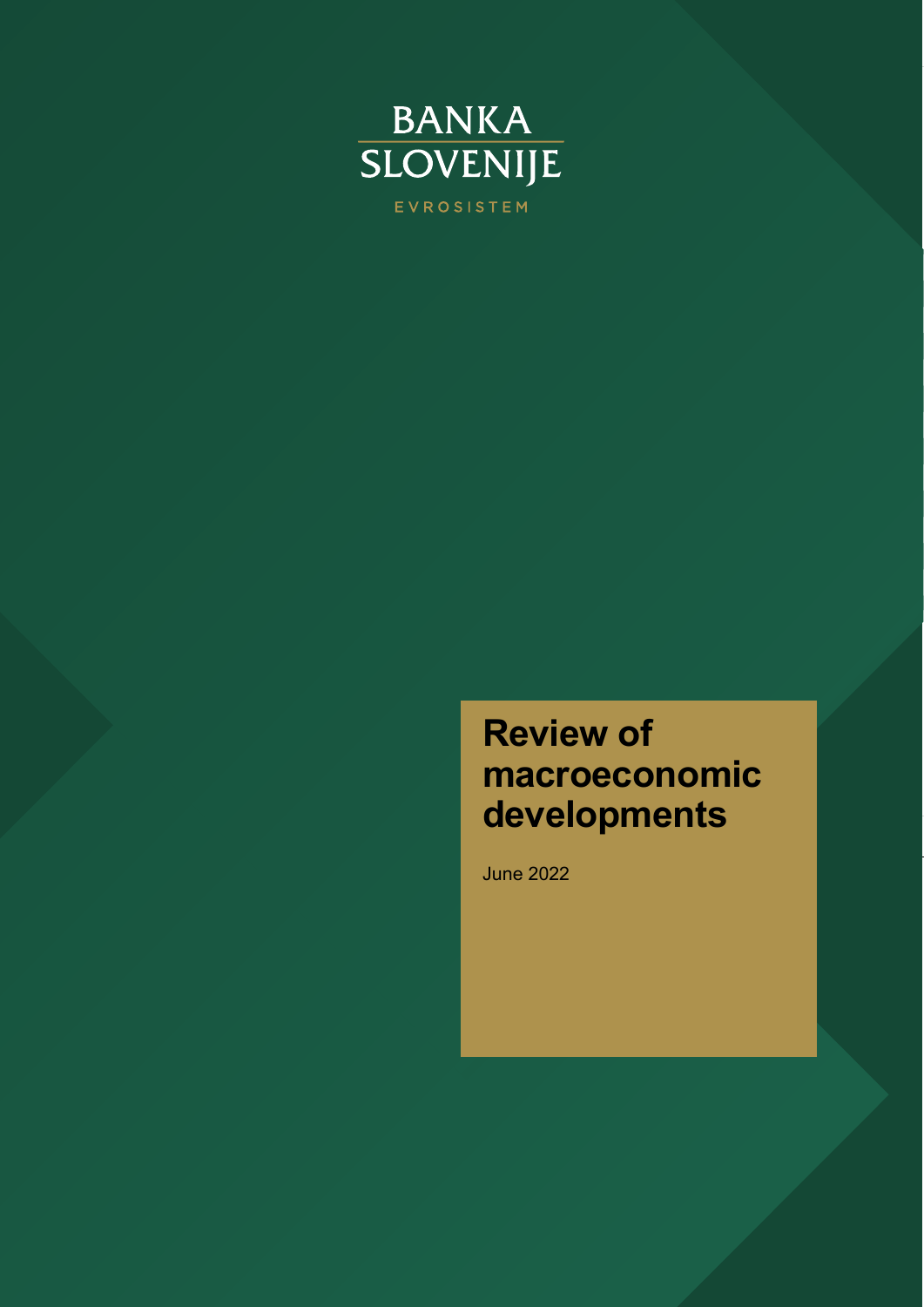BANKA SLOVENIJE

EVROSISTEM

# Review of macroeconomic developments

June 2022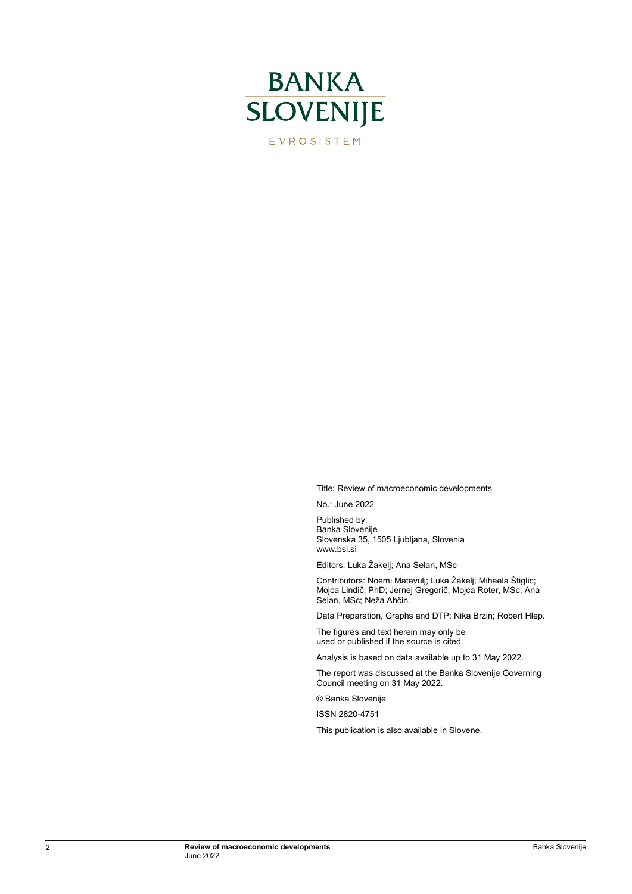BANKA SLOVENIJE

EVROSISTEM

Title: Review of macroeconomic developments

No.: June 2022

Published by:
Banka Slovenije
Slovenska 35, 1505 Ljubljana, Slovenia
www.bsi.si

Editors: Luka Žakelj; Ana Selan, MSc

Contributors: Noemi Matavulj; Luka Žakelj; Mihaela Štiglic; Mojca Lindič, PhD; Jernej Gregorič; Mojca Roter, MSc; Ana Selan, MSc; Neža Ahčin.

Data Preparation, Graphs and DTP: Nika Brzin; Robert Hlep.

The figures and text herein may only be used or published if the source is cited.

Analysis is based on data available up to 31 May 2022.

The report was discussed at the Banka Slovenije Governing Council meeting on 31 May 2022.

© Banka Slovenije

ISSN 2820-4751

This publication is also available in Slovene.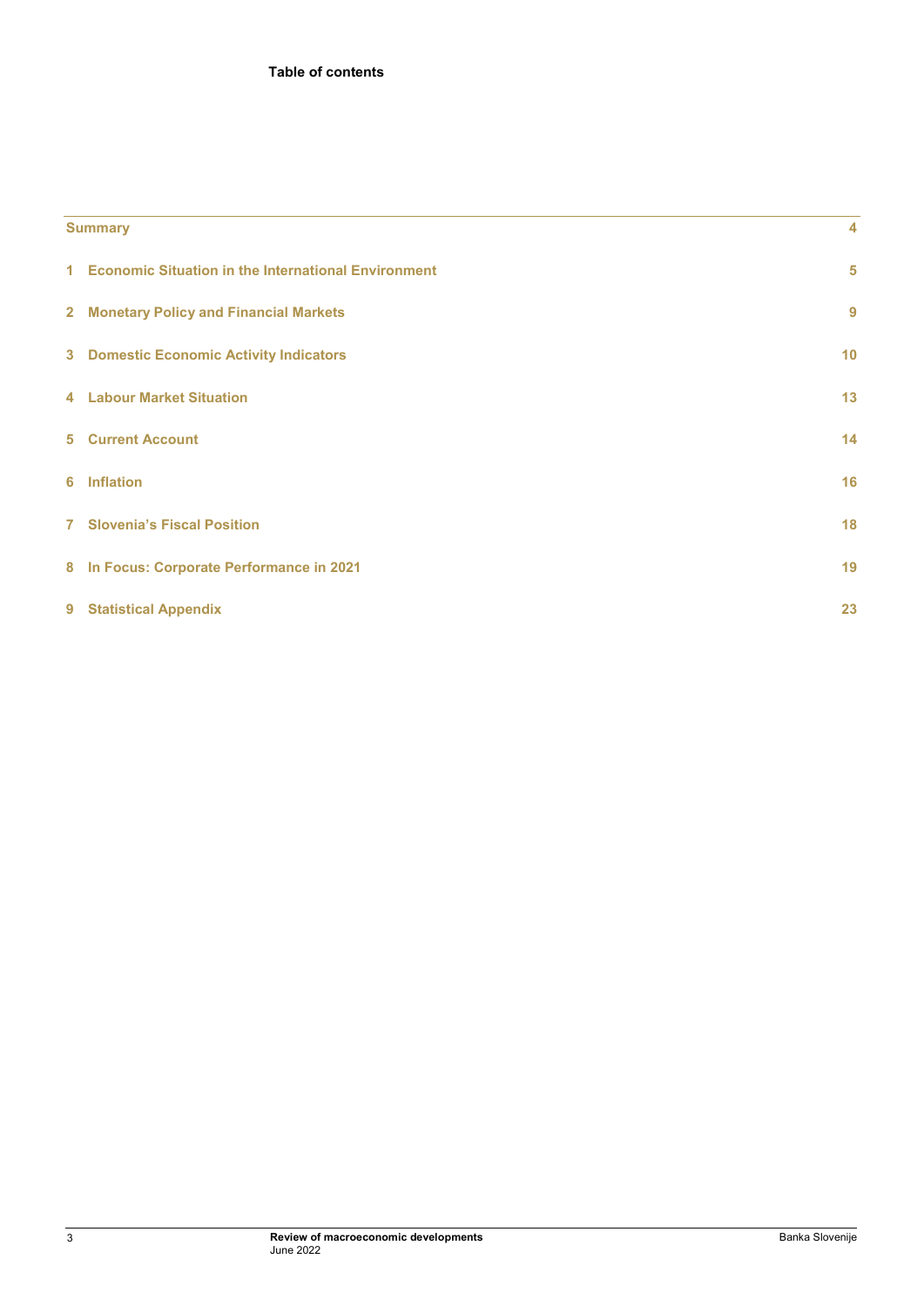**Table of contents**

| | |
|---|---|
| **Summary** | **4** |
| **1 Economic Situation in the International Environment** | **5** |
| **2 Monetary Policy and Financial Markets** | **9** |
| **3 Domestic Economic Activity Indicators** | **10** |
| **4 Labour Market Situation** | **13** |
| **5 Current Account** | **14** |
| **6 Inflation** | **16** |
| **7 Slovenia's Fiscal Position** | **18** |
| **8 In Focus: Corporate Performance in 2021** | **19** |
| **9 Statistical Appendix** | **23** |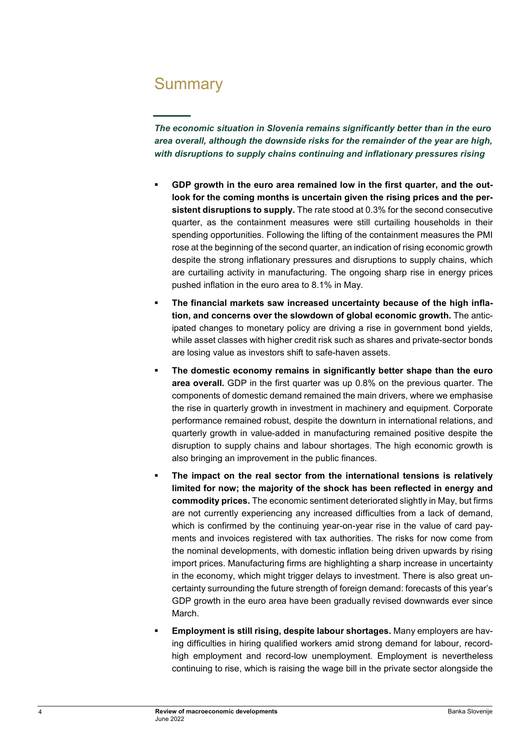# Summary

***The economic situation in Slovenia remains significantly better than in the euro area overall, although the downside risks for the remainder of the year are high, with disruptions to supply chains continuing and inflationary pressures rising***

- **GDP growth in the euro area remained low in the first quarter, and the outlook for the coming months is uncertain given the rising prices and the persistent disruptions to supply.** The rate stood at 0.3% for the second consecutive quarter, as the containment measures were still curtailing households in their spending opportunities. Following the lifting of the containment measures the PMI rose at the beginning of the second quarter, an indication of rising economic growth despite the strong inflationary pressures and disruptions to supply chains, which are curtailing activity in manufacturing. The ongoing sharp rise in energy prices pushed inflation in the euro area to 8.1% in May.
- **The financial markets saw increased uncertainty because of the high inflation, and concerns over the slowdown of global economic growth.** The anticipated changes to monetary policy are driving a rise in government bond yields, while asset classes with higher credit risk such as shares and private-sector bonds are losing value as investors shift to safe-haven assets.
- **The domestic economy remains in significantly better shape than the euro area overall.** GDP in the first quarter was up 0.8% on the previous quarter. The components of domestic demand remained the main drivers, where we emphasise the rise in quarterly growth in investment in machinery and equipment. Corporate performance remained robust, despite the downturn in international relations, and quarterly growth in value-added in manufacturing remained positive despite the disruption to supply chains and labour shortages. The high economic growth is also bringing an improvement in the public finances.
- **The impact on the real sector from the international tensions is relatively limited for now; the majority of the shock has been reflected in energy and commodity prices.** The economic sentiment deteriorated slightly in May, but firms are not currently experiencing any increased difficulties from a lack of demand, which is confirmed by the continuing year-on-year rise in the value of card payments and invoices registered with tax authorities. The risks for now come from the nominal developments, with domestic inflation being driven upwards by rising import prices. Manufacturing firms are highlighting a sharp increase in uncertainty in the economy, which might trigger delays to investment. There is also great uncertainty surrounding the future strength of foreign demand: forecasts of this year's GDP growth in the euro area have been gradually revised downwards ever since March.
- **Employment is still rising, despite labour shortages.** Many employers are having difficulties in hiring qualified workers amid strong demand for labour, record-high employment and record-low unemployment. Employment is nevertheless continuing to rise, which is raising the wage bill in the private sector alongside the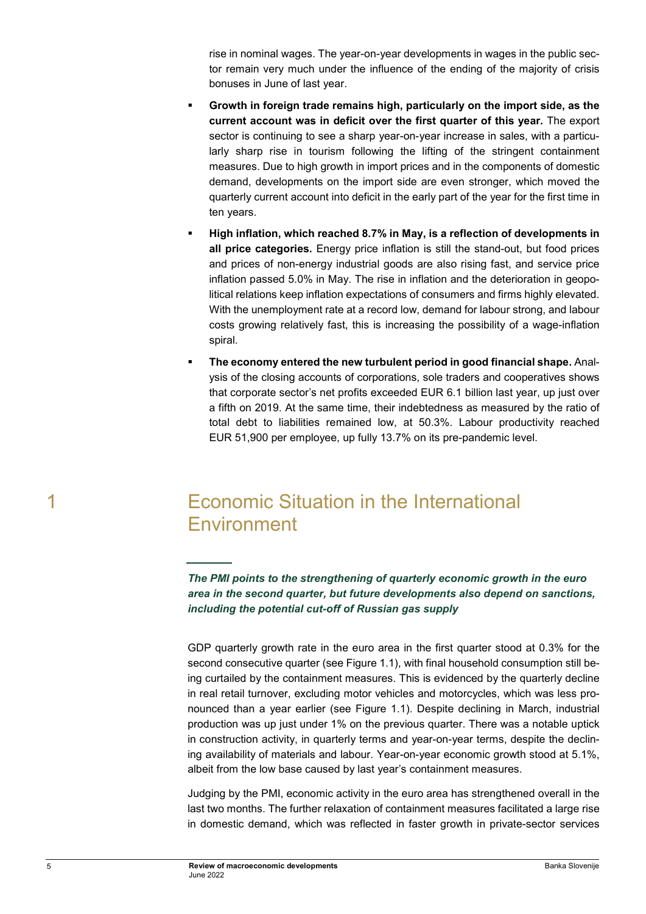rise in nominal wages. The year-on-year developments in wages in the public sector remain very much under the influence of the ending of the majority of crisis bonuses in June of last year.

- **Growth in foreign trade remains high, particularly on the import side, as the current account was in deficit over the first quarter of this year.** The export sector is continuing to see a sharp year-on-year increase in sales, with a particularly sharp rise in tourism following the lifting of the stringent containment measures. Due to high growth in import prices and in the components of domestic demand, developments on the import side are even stronger, which moved the quarterly current account into deficit in the early part of the year for the first time in ten years.
- **High inflation, which reached 8.7% in May, is a reflection of developments in all price categories.** Energy price inflation is still the stand-out, but food prices and prices of non-energy industrial goods are also rising fast, and service price inflation passed 5.0% in May. The rise in inflation and the deterioration in geopolitical relations keep inflation expectations of consumers and firms highly elevated. With the unemployment rate at a record low, demand for labour strong, and labour costs growing relatively fast, this is increasing the possibility of a wage-inflation spiral.
- **The economy entered the new turbulent period in good financial shape.** Analysis of the closing accounts of corporations, sole traders and cooperatives shows that corporate sector's net profits exceeded EUR 6.1 billion last year, up just over a fifth on 2019. At the same time, their indebtedness as measured by the ratio of total debt to liabilities remained low, at 50.3%. Labour productivity reached EUR 51,900 per employee, up fully 13.7% on its pre-pandemic level.

# 1 Economic Situation in the International Environment

***The PMI points to the strengthening of quarterly economic growth in the euro area in the second quarter, but future developments also depend on sanctions, including the potential cut-off of Russian gas supply***

GDP quarterly growth rate in the euro area in the first quarter stood at 0.3% for the second consecutive quarter (see Figure 1.1), with final household consumption still being curtailed by the containment measures. This is evidenced by the quarterly decline in real retail turnover, excluding motor vehicles and motorcycles, which was less pronounced than a year earlier (see Figure 1.1). Despite declining in March, industrial production was up just under 1% on the previous quarter. There was a notable uptick in construction activity, in quarterly terms and year-on-year terms, despite the declining availability of materials and labour. Year-on-year economic growth stood at 5.1%, albeit from the low base caused by last year's containment measures.

Judging by the PMI, economic activity in the euro area has strengthened overall in the last two months. The further relaxation of containment measures facilitated a large rise in domestic demand, which was reflected in faster growth in private-sector services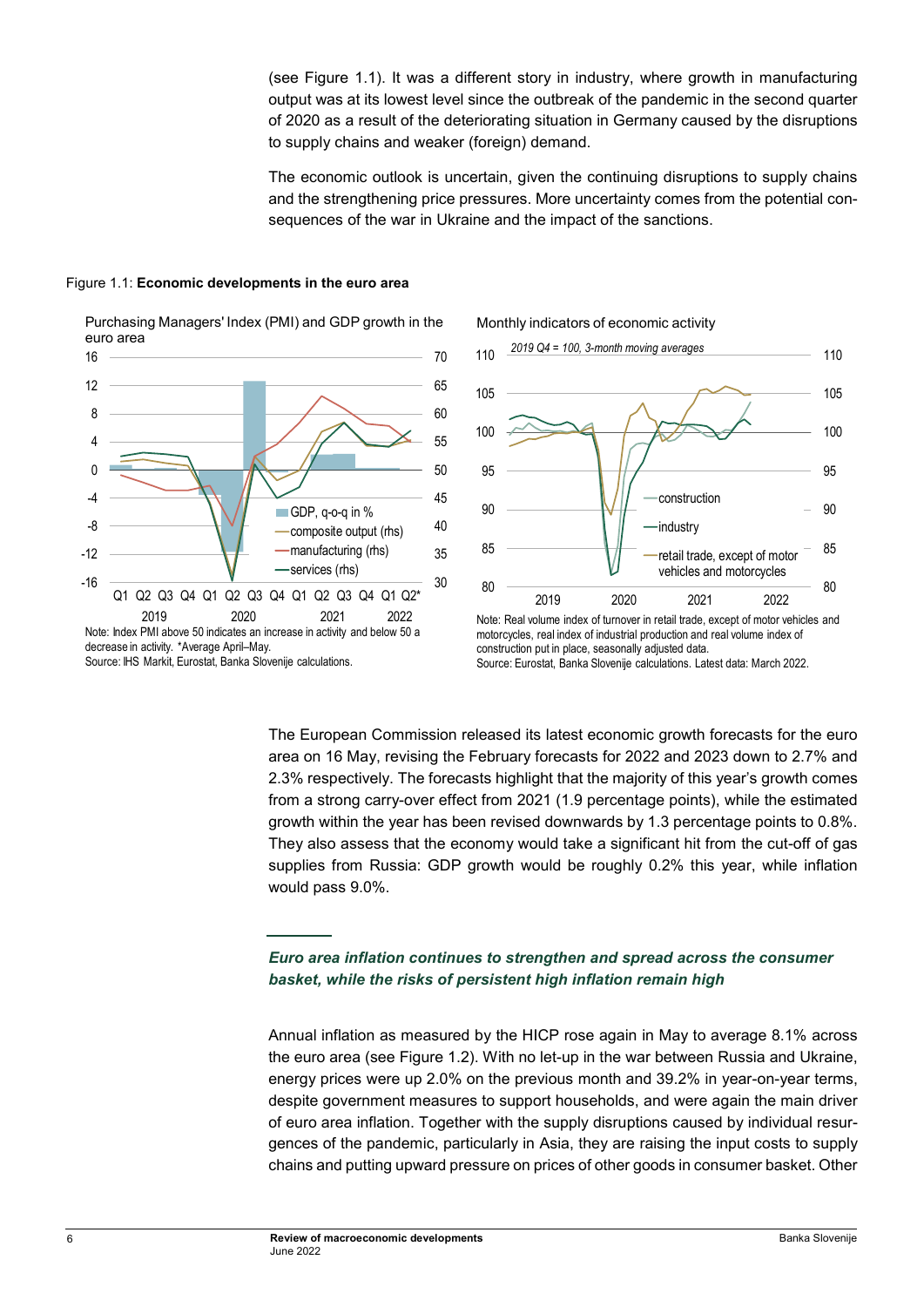(see Figure 1.1). It was a different story in industry, where growth in manufacturing output was at its lowest level since the outbreak of the pandemic in the second quarter of 2020 as a result of the deteriorating situation in Germany caused by the disruptions to supply chains and weaker (foreign) demand.

The economic outlook is uncertain, given the continuing disruptions to supply chains and the strengthening price pressures. More uncertainty comes from the potential consequences of the war in Ukraine and the impact of the sanctions.

Figure 1.1: **Economic developments in the euro area**

Purchasing Managers' Index (PMI) and GDP growth in the euro area

Note: Index PMI above 50 indicates an increase in activity and below 50 a decrease in activity. *Average April–May.
Source: IHS Markit, Eurostat, Banka Slovenije calculations.

Monthly indicators of economic activity

Note: Real volume index of turnover in retail trade, except of motor vehicles and motorcycles, real index of industrial production and real volume index of construction put in place, seasonally adjusted data.
Source: Eurostat, Banka Slovenije calculations. Latest data: March 2022.

The European Commission released its latest economic growth forecasts for the euro area on 16 May, revising the February forecasts for 2022 and 2023 down to 2.7% and 2.3% respectively. The forecasts highlight that the majority of this year's growth comes from a strong carry-over effect from 2021 (1.9 percentage points), while the estimated growth within the year has been revised downwards by 1.3 percentage points to 0.8%. They also assess that the economy would take a significant hit from the cut-off of gas supplies from Russia: GDP growth would be roughly 0.2% this year, while inflation would pass 9.0%.

### *Euro area inflation continues to strengthen and spread across the consumer basket, while the risks of persistent high inflation remain high*

Annual inflation as measured by the HICP rose again in May to average 8.1% across the euro area (see Figure 1.2). With no let-up in the war between Russia and Ukraine, energy prices were up 2.0% on the previous month and 39.2% in year-on-year terms, despite government measures to support households, and were again the main driver of euro area inflation. Together with the supply disruptions caused by individual resurgences of the pandemic, particularly in Asia, they are raising the input costs to supply chains and putting upward pressure on prices of other goods in consumer basket. Other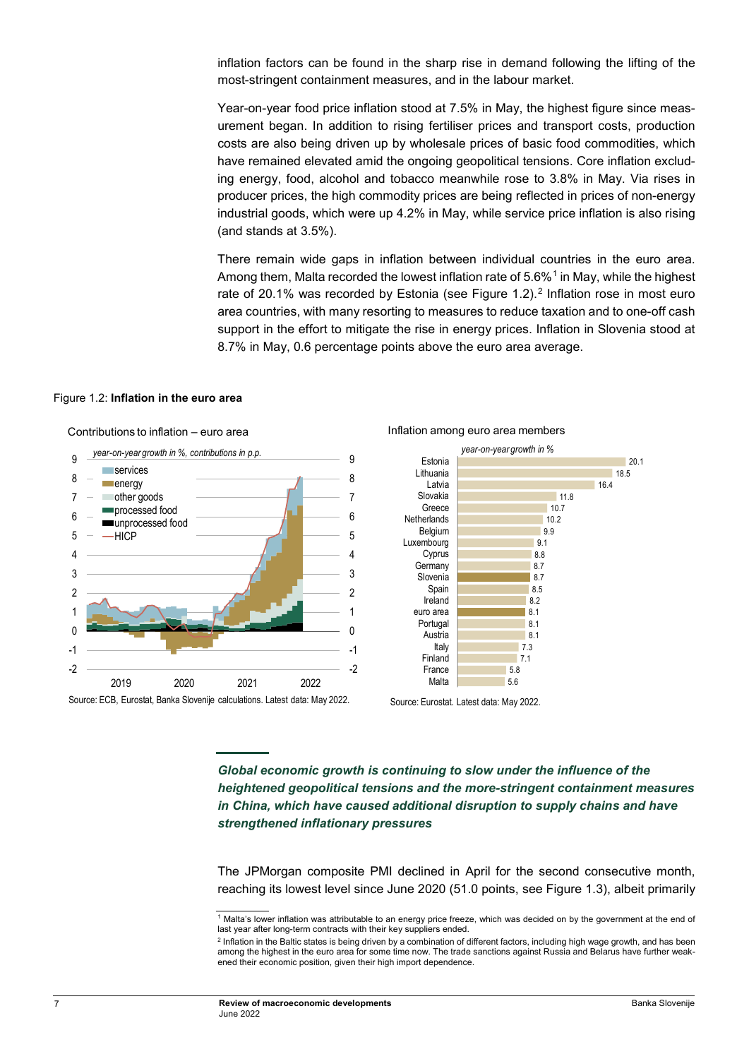inflation factors can be found in the sharp rise in demand following the lifting of the most-stringent containment measures, and in the labour market.

Year-on-year food price inflation stood at 7.5% in May, the highest figure since measurement began. In addition to rising fertiliser prices and transport costs, production costs are also being driven up by wholesale prices of basic food commodities, which have remained elevated amid the ongoing geopolitical tensions. Core inflation excluding energy, food, alcohol and tobacco meanwhile rose to 3.8% in May. Via rises in producer prices, the high commodity prices are being reflected in prices of non-energy industrial goods, which were up 4.2% in May, while service price inflation is also rising (and stands at 3.5%).

There remain wide gaps in inflation between individual countries in the euro area. Among them, Malta recorded the lowest inflation rate of 5.6%[1] in May, while the highest rate of 20.1% was recorded by Estonia (see Figure 1.2).[2] Inflation rose in most euro area countries, with many resorting to measures to reduce taxation and to one-off cash support in the effort to mitigate the rise in energy prices. Inflation in Slovenia stood at 8.7% in May, 0.6 percentage points above the euro area average.

Figure 1.2: **Inflation in the euro area**

Contributions to inflation – euro area

*year-on-year growth in %, contributions in p.p.*

Legend: services, energy, other goods, processed food, unprocessed food, HICP

Source: ECB, Eurostat, Banka Slovenije calculations. Latest data: May 2022.

Inflation among euro area members

*year-on-year growth in %*

| Country | % |
|---|---|
| Estonia | 20.1 |
| Lithuania | 18.5 |
| Latvia | 16.4 |
| Slovakia | 11.8 |
| Greece | 10.7 |
| Netherlands | 10.2 |
| Belgium | 9.9 |
| Luxembourg | 9.1 |
| Cyprus | 8.8 |
| Germany | 8.7 |
| Slovenia | 8.7 |
| Spain | 8.5 |
| Ireland | 8.2 |
| euro area | 8.1 |
| Portugal | 8.1 |
| Austria | 8.1 |
| Italy | 7.3 |
| Finland | 7.1 |
| France | 5.8 |
| Malta | 5.6 |

Source: Eurostat. Latest data: May 2022.

***Global economic growth is continuing to slow under the influence of the heightened geopolitical tensions and the more-stringent containment measures in China, which have caused additional disruption to supply chains and have strengthened inflationary pressures***

The JPMorgan composite PMI declined in April for the second consecutive month, reaching its lowest level since June 2020 (51.0 points, see Figure 1.3), albeit primarily

[1] Malta's lower inflation was attributable to an energy price freeze, which was decided on by the government at the end of last year after long-term contracts with their key suppliers ended.

[2] Inflation in the Baltic states is being driven by a combination of different factors, including high wage growth, and has been among the highest in the euro area for some time now. The trade sanctions against Russia and Belarus have further weakened their economic position, given their high import dependence.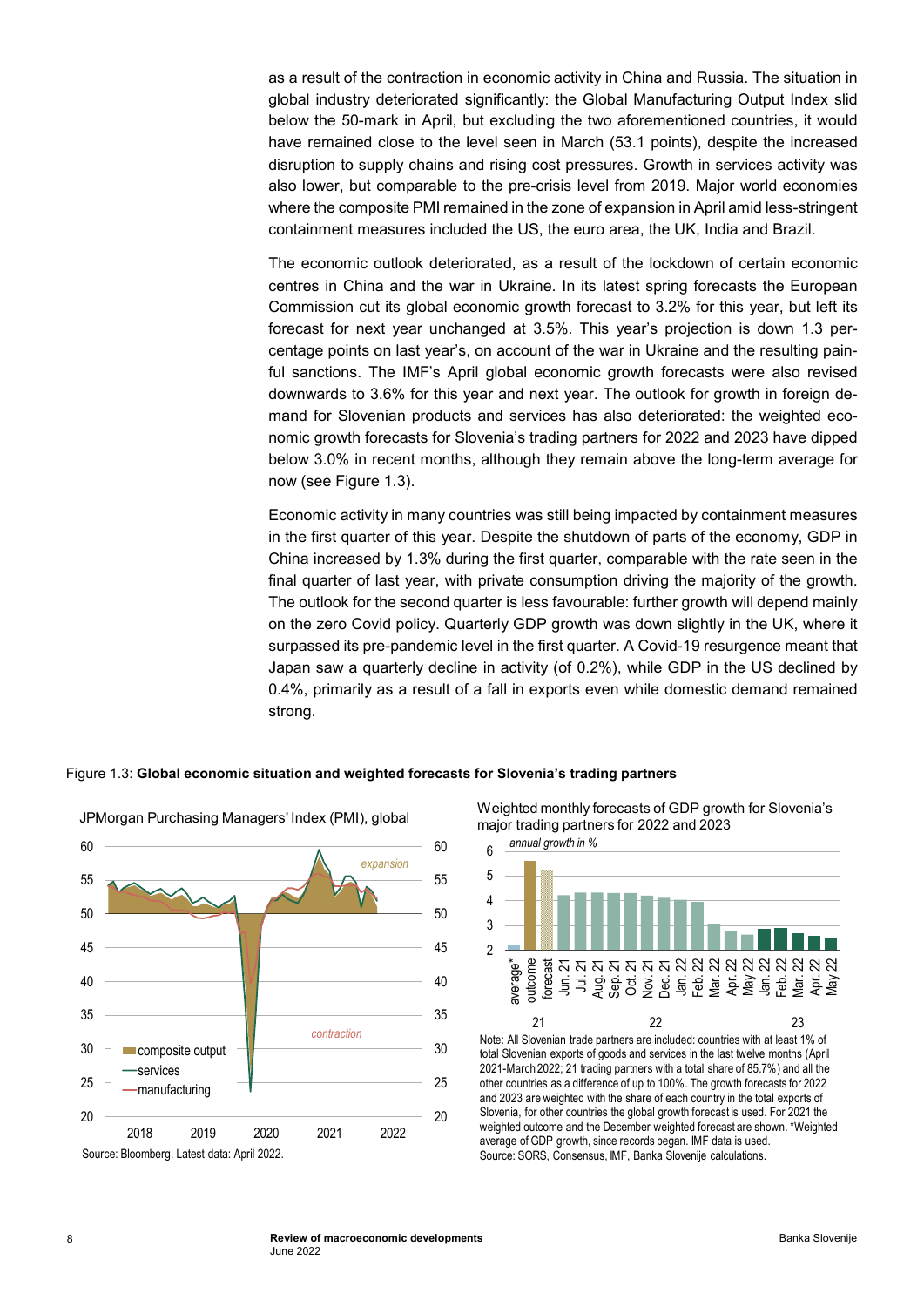as a result of the contraction in economic activity in China and Russia. The situation in global industry deteriorated significantly: the Global Manufacturing Output Index slid below the 50-mark in April, but excluding the two aforementioned countries, it would have remained close to the level seen in March (53.1 points), despite the increased disruption to supply chains and rising cost pressures. Growth in services activity was also lower, but comparable to the pre-crisis level from 2019. Major world economies where the composite PMI remained in the zone of expansion in April amid less-stringent containment measures included the US, the euro area, the UK, India and Brazil.

The economic outlook deteriorated, as a result of the lockdown of certain economic centres in China and the war in Ukraine. In its latest spring forecasts the European Commission cut its global economic growth forecast to 3.2% for this year, but left its forecast for next year unchanged at 3.5%. This year's projection is down 1.3 percentage points on last year's, on account of the war in Ukraine and the resulting painful sanctions. The IMF's April global economic growth forecasts were also revised downwards to 3.6% for this year and next year. The outlook for growth in foreign demand for Slovenian products and services has also deteriorated: the weighted economic growth forecasts for Slovenia's trading partners for 2022 and 2023 have dipped below 3.0% in recent months, although they remain above the long-term average for now (see Figure 1.3).

Economic activity in many countries was still being impacted by containment measures in the first quarter of this year. Despite the shutdown of parts of the economy, GDP in China increased by 1.3% during the first quarter, comparable with the rate seen in the final quarter of last year, with private consumption driving the majority of the growth. The outlook for the second quarter is less favourable: further growth will depend mainly on the zero Covid policy. Quarterly GDP growth was down slightly in the UK, where it surpassed its pre-pandemic level in the first quarter. A Covid-19 resurgence meant that Japan saw a quarterly decline in activity (of 0.2%), while GDP in the US declined by 0.4%, primarily as a result of a fall in exports even while domestic demand remained strong.

Figure 1.3: **Global economic situation and weighted forecasts for Slovenia's trading partners**

JPMorgan Purchasing Managers' Index (PMI), global

Source: Bloomberg. Latest data: April 2022.

Weighted monthly forecasts of GDP growth for Slovenia's major trading partners for 2022 and 2023

Note: All Slovenian trade partners are included: countries with at least 1% of total Slovenian exports of goods and services in the last twelve months (April 2021-March 2022; 21 trading partners with a total share of 85.7%) and all the other countries as a difference of up to 100%. The growth forecasts for 2022 and 2023 are weighted with the share of each country in the total exports of Slovenia, for other countries the global growth forecast is used. For 2021 the weighted outcome and the December weighted forecast are shown. *Weighted average of GDP growth, since records began. IMF data is used.
Source: SORS, Consensus, IMF, Banka Slovenije calculations.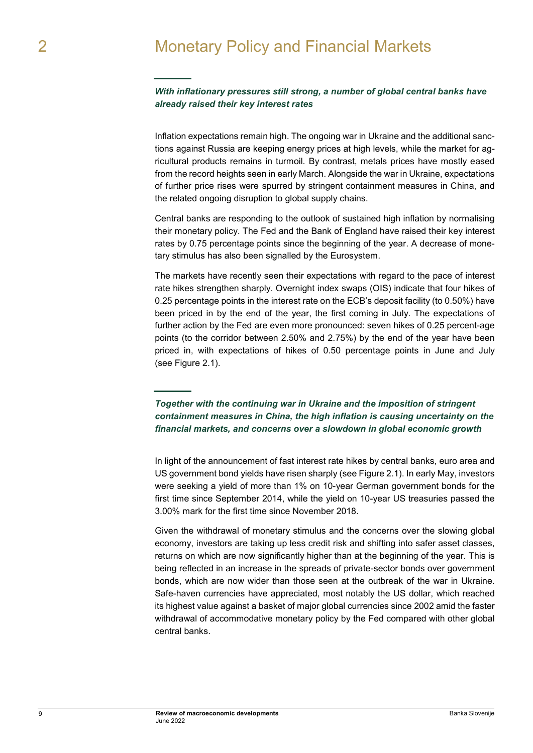# 2 Monetary Policy and Financial Markets

***With inflationary pressures still strong, a number of global central banks have already raised their key interest rates***

Inflation expectations remain high. The ongoing war in Ukraine and the additional sanctions against Russia are keeping energy prices at high levels, while the market for agricultural products remains in turmoil. By contrast, metals prices have mostly eased from the record heights seen in early March. Alongside the war in Ukraine, expectations of further price rises were spurred by stringent containment measures in China, and the related ongoing disruption to global supply chains.

Central banks are responding to the outlook of sustained high inflation by normalising their monetary policy. The Fed and the Bank of England have raised their key interest rates by 0.75 percentage points since the beginning of the year. A decrease of monetary stimulus has also been signalled by the Eurosystem.

The markets have recently seen their expectations with regard to the pace of interest rate hikes strengthen sharply. Overnight index swaps (OIS) indicate that four hikes of 0.25 percentage points in the interest rate on the ECB's deposit facility (to 0.50%) have been priced in by the end of the year, the first coming in July. The expectations of further action by the Fed are even more pronounced: seven hikes of 0.25 percent-age points (to the corridor between 2.50% and 2.75%) by the end of the year have been priced in, with expectations of hikes of 0.50 percentage points in June and July (see Figure 2.1).

***Together with the continuing war in Ukraine and the imposition of stringent containment measures in China, the high inflation is causing uncertainty on the financial markets, and concerns over a slowdown in global economic growth***

In light of the announcement of fast interest rate hikes by central banks, euro area and US government bond yields have risen sharply (see Figure 2.1). In early May, investors were seeking a yield of more than 1% on 10-year German government bonds for the first time since September 2014, while the yield on 10-year US treasuries passed the 3.00% mark for the first time since November 2018.

Given the withdrawal of monetary stimulus and the concerns over the slowing global economy, investors are taking up less credit risk and shifting into safer asset classes, returns on which are now significantly higher than at the beginning of the year. This is being reflected in an increase in the spreads of private-sector bonds over government bonds, which are now wider than those seen at the outbreak of the war in Ukraine. Safe-haven currencies have appreciated, most notably the US dollar, which reached its highest value against a basket of major global currencies since 2002 amid the faster withdrawal of accommodative monetary policy by the Fed compared with other global central banks.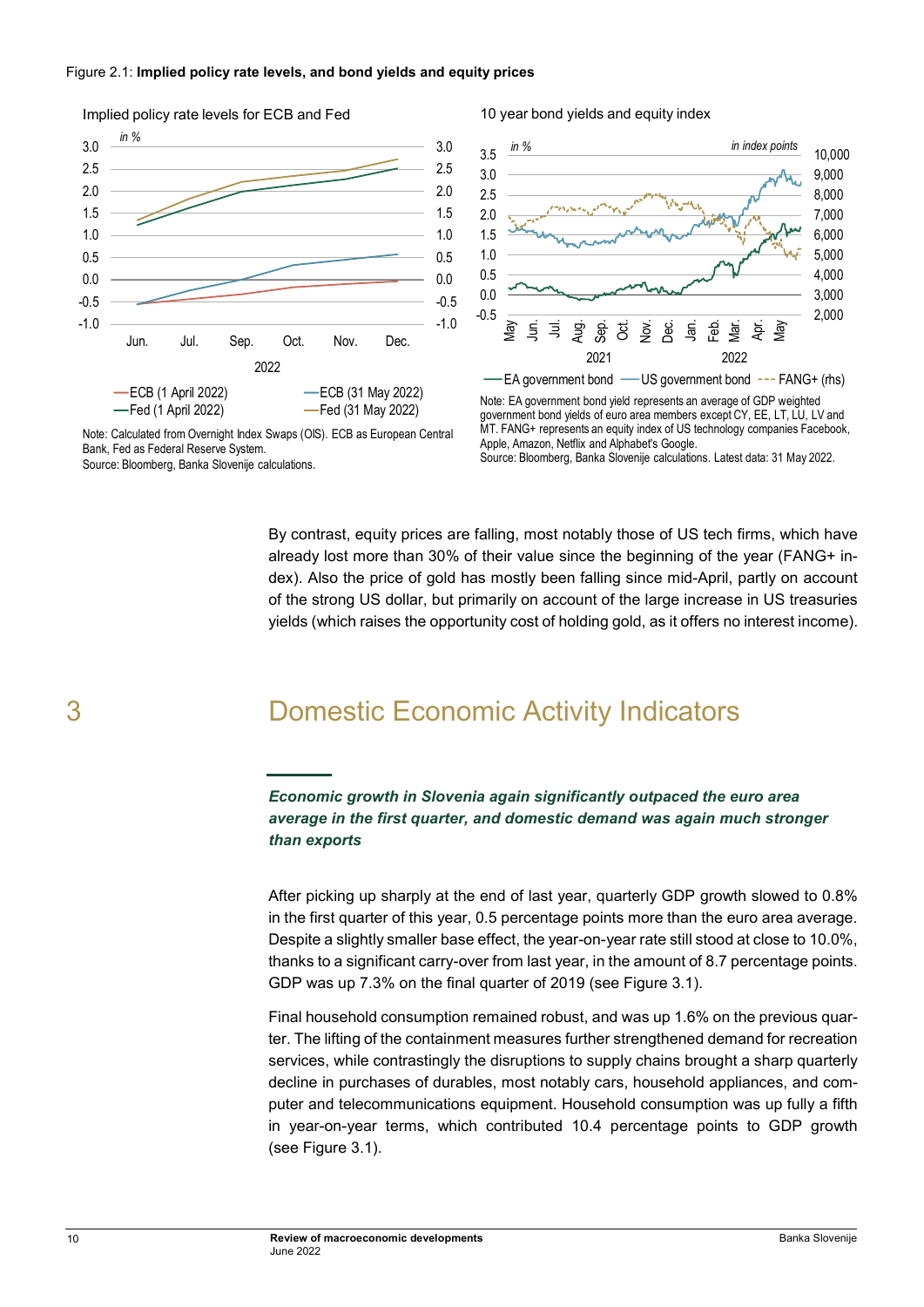Figure 2.1: **Implied policy rate levels, and bond yields and equity prices**

Implied policy rate levels for ECB and Fed

Note: Calculated from Overnight Index Swaps (OIS). ECB as European Central Bank, Fed as Federal Reserve System.
Source: Bloomberg, Banka Slovenije calculations.

10 year bond yields and equity index

Note: EA government bond yield represents an average of GDP weighted government bond yields of euro area members except CY, EE, LT, LU, LV and MT. FANG+ represents an equity index of US technology companies Facebook, Apple, Amazon, Netflix and Alphabet's Google.
Source: Bloomberg, Banka Slovenije calculations. Latest data: 31 May 2022.

By contrast, equity prices are falling, most notably those of US tech firms, which have already lost more than 30% of their value since the beginning of the year (FANG+ index). Also the price of gold has mostly been falling since mid-April, partly on account of the strong US dollar, but primarily on account of the large increase in US treasuries yields (which raises the opportunity cost of holding gold, as it offers no interest income).

# 3 Domestic Economic Activity Indicators

***Economic growth in Slovenia again significantly outpaced the euro area average in the first quarter, and domestic demand was again much stronger than exports***

After picking up sharply at the end of last year, quarterly GDP growth slowed to 0.8% in the first quarter of this year, 0.5 percentage points more than the euro area average. Despite a slightly smaller base effect, the year-on-year rate still stood at close to 10.0%, thanks to a significant carry-over from last year, in the amount of 8.7 percentage points. GDP was up 7.3% on the final quarter of 2019 (see Figure 3.1).

Final household consumption remained robust, and was up 1.6% on the previous quarter. The lifting of the containment measures further strengthened demand for recreation services, while contrastingly the disruptions to supply chains brought a sharp quarterly decline in purchases of durables, most notably cars, household appliances, and computer and telecommunications equipment. Household consumption was up fully a fifth in year-on-year terms, which contributed 10.4 percentage points to GDP growth (see Figure 3.1).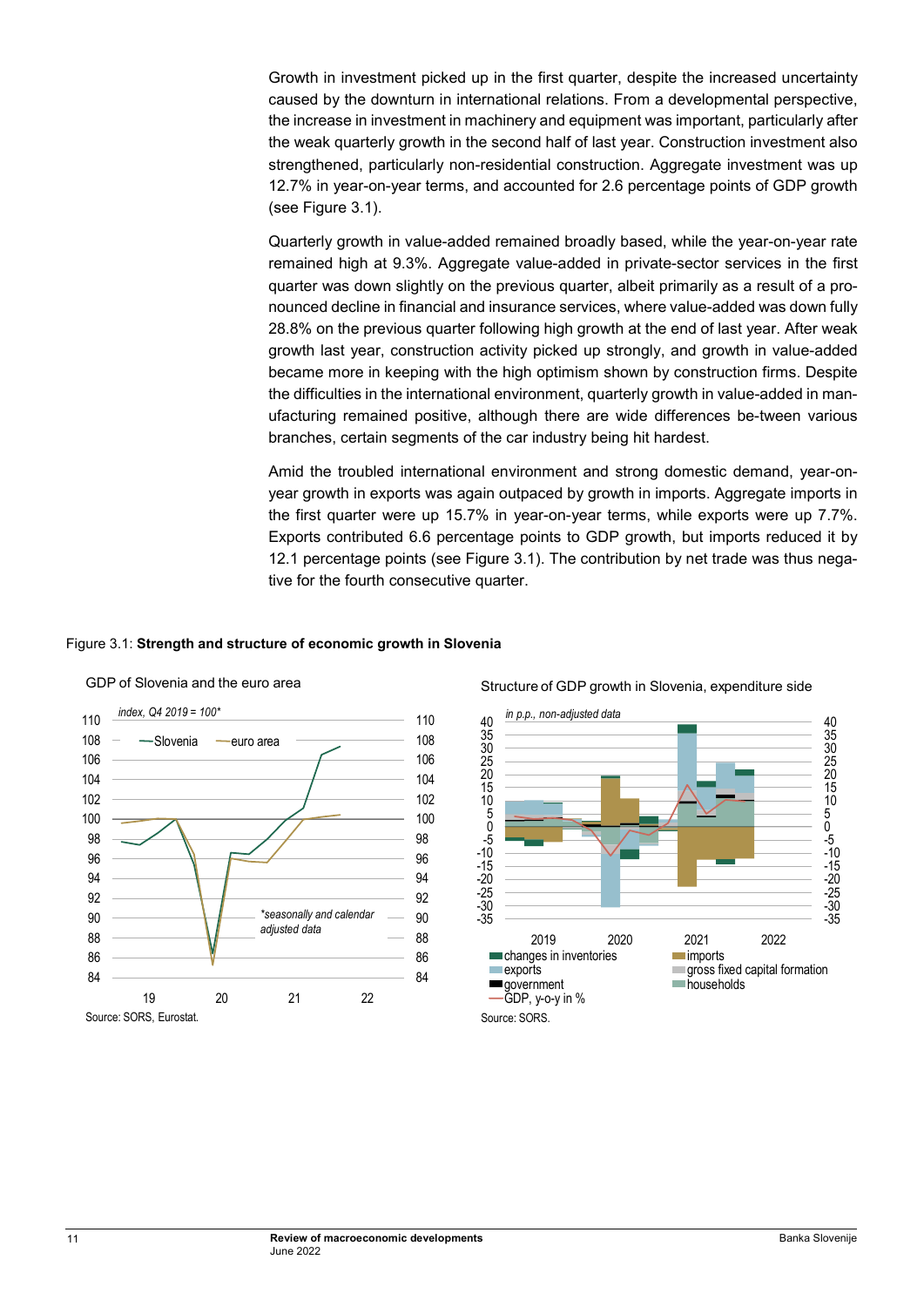Growth in investment picked up in the first quarter, despite the increased uncertainty caused by the downturn in international relations. From a developmental perspective, the increase in investment in machinery and equipment was important, particularly after the weak quarterly growth in the second half of last year. Construction investment also strengthened, particularly non-residential construction. Aggregate investment was up 12.7% in year-on-year terms, and accounted for 2.6 percentage points of GDP growth (see Figure 3.1).

Quarterly growth in value-added remained broadly based, while the year-on-year rate remained high at 9.3%. Aggregate value-added in private-sector services in the first quarter was down slightly on the previous quarter, albeit primarily as a result of a pronounced decline in financial and insurance services, where value-added was down fully 28.8% on the previous quarter following high growth at the end of last year. After weak growth last year, construction activity picked up strongly, and growth in value-added became more in keeping with the high optimism shown by construction firms. Despite the difficulties in the international environment, quarterly growth in value-added in manufacturing remained positive, although there are wide differences be-tween various branches, certain segments of the car industry being hit hardest.

Amid the troubled international environment and strong domestic demand, year-on-year growth in exports was again outpaced by growth in imports. Aggregate imports in the first quarter were up 15.7% in year-on-year terms, while exports were up 7.7%. Exports contributed 6.6 percentage points to GDP growth, but imports reduced it by 12.1 percentage points (see Figure 3.1). The contribution by net trade was thus negative for the fourth consecutive quarter.

Figure 3.1: **Strength and structure of economic growth in Slovenia**

GDP of Slovenia and the euro area

*index, Q4 2019 = 100**

*seasonally and calendar adjusted data

Source: SORS, Eurostat.

Structure of GDP growth in Slovenia, expenditure side

*in p.p., non-adjusted data*

Source: SORS.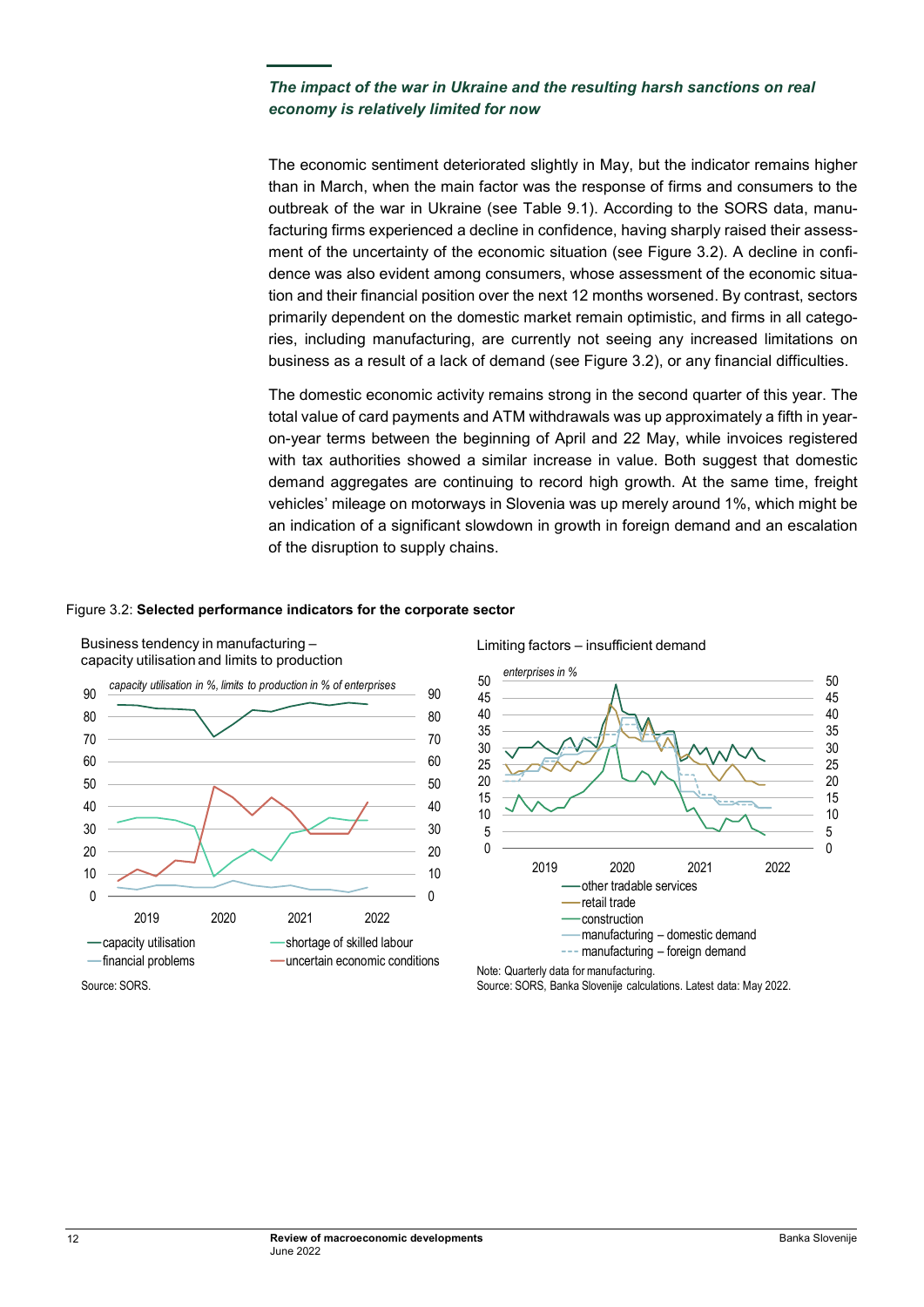### *The impact of the war in Ukraine and the resulting harsh sanctions on real economy is relatively limited for now*

The economic sentiment deteriorated slightly in May, but the indicator remains higher than in March, when the main factor was the response of firms and consumers to the outbreak of the war in Ukraine (see Table 9.1). According to the SORS data, manufacturing firms experienced a decline in confidence, having sharply raised their assessment of the uncertainty of the economic situation (see Figure 3.2). A decline in confidence was also evident among consumers, whose assessment of the economic situation and their financial position over the next 12 months worsened. By contrast, sectors primarily dependent on the domestic market remain optimistic, and firms in all categories, including manufacturing, are currently not seeing any increased limitations on business as a result of a lack of demand (see Figure 3.2), or any financial difficulties.

The domestic economic activity remains strong in the second quarter of this year. The total value of card payments and ATM withdrawals was up approximately a fifth in year-on-year terms between the beginning of April and 22 May, while invoices registered with tax authorities showed a similar increase in value. Both suggest that domestic demand aggregates are continuing to record high growth. At the same time, freight vehicles' mileage on motorways in Slovenia was up merely around 1%, which might be an indication of a significant slowdown in growth in foreign demand and an escalation of the disruption to supply chains.

Figure 3.2: **Selected performance indicators for the corporate sector**

Business tendency in manufacturing – capacity utilisation and limits to production

Source: SORS.

Limiting factors – insufficient demand

Note: Quarterly data for manufacturing.
Source: SORS, Banka Slovenije calculations. Latest data: May 2022.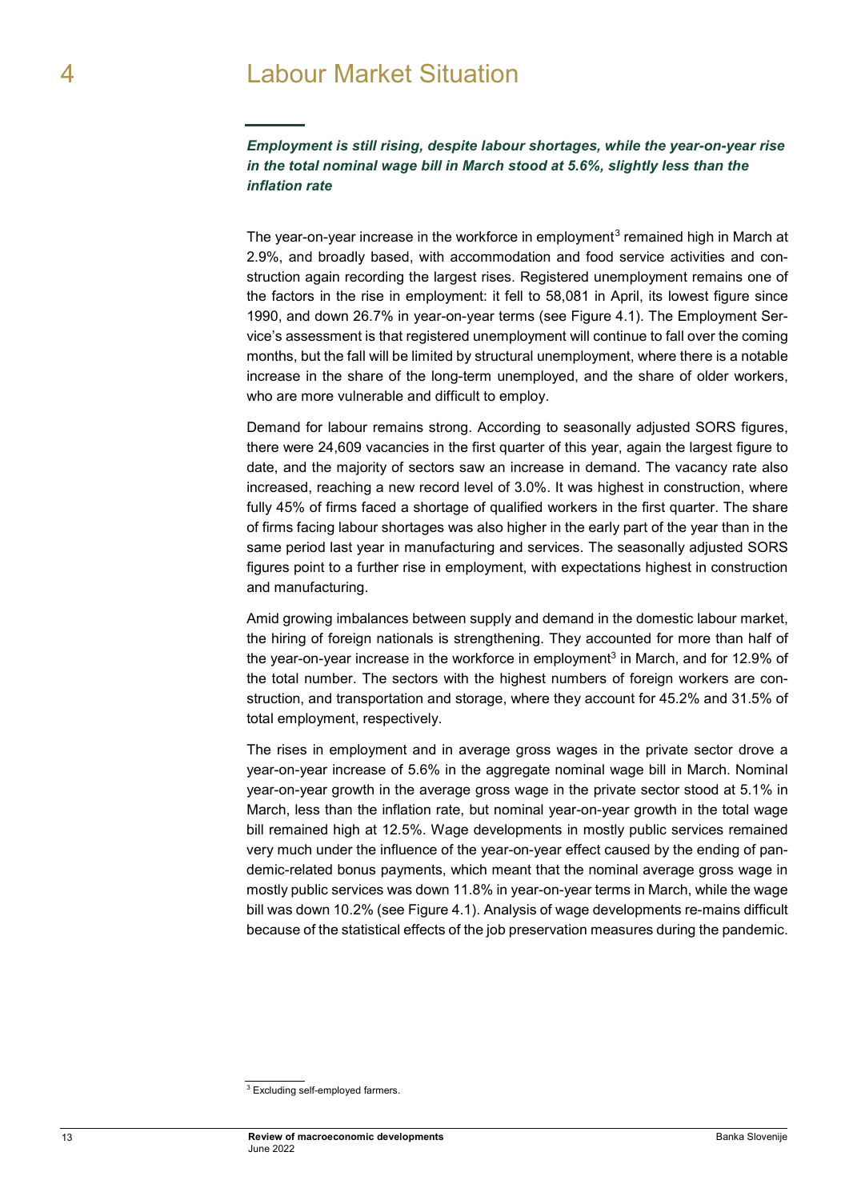# 4 Labour Market Situation

***Employment is still rising, despite labour shortages, while the year-on-year rise in the total nominal wage bill in March stood at 5.6%, slightly less than the inflation rate***

The year-on-year increase in the workforce in employment[3] remained high in March at 2.9%, and broadly based, with accommodation and food service activities and construction again recording the largest rises. Registered unemployment remains one of the factors in the rise in employment: it fell to 58,081 in April, its lowest figure since 1990, and down 26.7% in year-on-year terms (see Figure 4.1). The Employment Service's assessment is that registered unemployment will continue to fall over the coming months, but the fall will be limited by structural unemployment, where there is a notable increase in the share of the long-term unemployed, and the share of older workers, who are more vulnerable and difficult to employ.

Demand for labour remains strong. According to seasonally adjusted SORS figures, there were 24,609 vacancies in the first quarter of this year, again the largest figure to date, and the majority of sectors saw an increase in demand. The vacancy rate also increased, reaching a new record level of 3.0%. It was highest in construction, where fully 45% of firms faced a shortage of qualified workers in the first quarter. The share of firms facing labour shortages was also higher in the early part of the year than in the same period last year in manufacturing and services. The seasonally adjusted SORS figures point to a further rise in employment, with expectations highest in construction and manufacturing.

Amid growing imbalances between supply and demand in the domestic labour market, the hiring of foreign nationals is strengthening. They accounted for more than half of the year-on-year increase in the workforce in employment[3] in March, and for 12.9% of the total number. The sectors with the highest numbers of foreign workers are construction, and transportation and storage, where they account for 45.2% and 31.5% of total employment, respectively.

The rises in employment and in average gross wages in the private sector drove a year-on-year increase of 5.6% in the aggregate nominal wage bill in March. Nominal year-on-year growth in the average gross wage in the private sector stood at 5.1% in March, less than the inflation rate, but nominal year-on-year growth in the total wage bill remained high at 12.5%. Wage developments in mostly public services remained very much under the influence of the year-on-year effect caused by the ending of pandemic-related bonus payments, which meant that the nominal average gross wage in mostly public services was down 11.8% in year-on-year terms in March, while the wage bill was down 10.2% (see Figure 4.1). Analysis of wage developments re-mains difficult because of the statistical effects of the job preservation measures during the pandemic.

[3] Excluding self-employed farmers.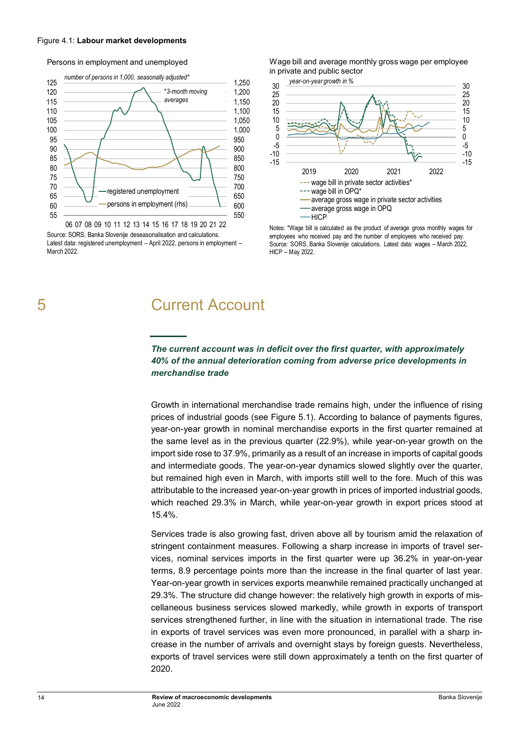Figure 4.1: **Labour market developments**

Persons in employment and unemployed

*number of persons in 1,000, seasonally adjusted**

*3-month moving averages

—registered unemployment
—persons in employment (rhs)

Source: SORS, Banka Slovenije deseasonalisation and calculations.
Latest data: registered unemployment – April 2022, persons in employment – March 2022.

Wage bill and average monthly gross wage per employee in private and public sector

*year-on-year growth in %*

--- wage bill in private sector activities*
--- wage bill in OPQ*
— average gross wage in private sector activities
— average gross wage in OPQ
— HICP

Notes: *Wage bill is calculated as the product of average gross monthly wages for employees who received pay and the number of employees who received pay.
Source: SORS, Banka Slovenije calculations. Latest data: wages – March 2022, HICP – May 2022.

# 5 Current Account

***The current account was in deficit over the first quarter, with approximately 40% of the annual deterioration coming from adverse price developments in merchandise trade***

Growth in international merchandise trade remains high, under the influence of rising prices of industrial goods (see Figure 5.1). According to balance of payments figures, year-on-year growth in nominal merchandise exports in the first quarter remained at the same level as in the previous quarter (22.9%), while year-on-year growth on the import side rose to 37.9%, primarily as a result of an increase in imports of capital goods and intermediate goods. The year-on-year dynamics slowed slightly over the quarter, but remained high even in March, with imports still well to the fore. Much of this was attributable to the increased year-on-year growth in prices of imported industrial goods, which reached 29.3% in March, while year-on-year growth in export prices stood at 15.4%.

Services trade is also growing fast, driven above all by tourism amid the relaxation of stringent containment measures. Following a sharp increase in imports of travel services, nominal services imports in the first quarter were up 36.2% in year-on-year terms, 8.9 percentage points more than the increase in the final quarter of last year. Year-on-year growth in services exports meanwhile remained practically unchanged at 29.3%. The structure did change however: the relatively high growth in exports of miscellaneous business services slowed markedly, while growth in exports of transport services strengthened further, in line with the situation in international trade. The rise in exports of travel services was even more pronounced, in parallel with a sharp increase in the number of arrivals and overnight stays by foreign guests. Nevertheless, exports of travel services were still down approximately a tenth on the first quarter of 2020.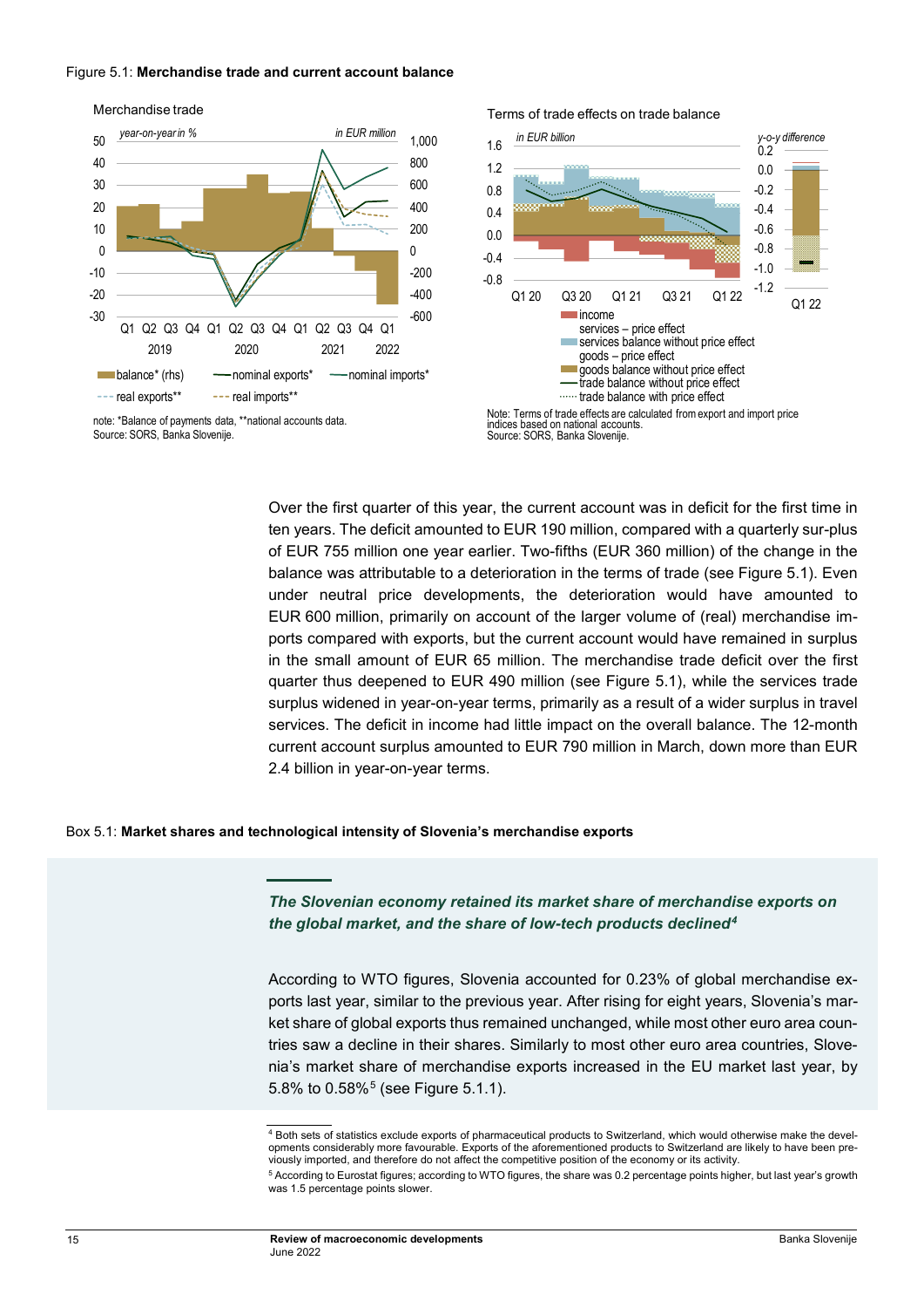Figure 5.1: **Merchandise trade and current account balance**

Merchandise trade

note: *Balance of payments data, **national accounts data.
Source: SORS, Banka Slovenije.

Terms of trade effects on trade balance

Note: Terms of trade effects are calculated from export and import price indices based on national accounts.
Source: SORS, Banka Slovenije.

Over the first quarter of this year, the current account was in deficit for the first time in ten years. The deficit amounted to EUR 190 million, compared with a quarterly sur-plus of EUR 755 million one year earlier. Two-fifths (EUR 360 million) of the change in the balance was attributable to a deterioration in the terms of trade (see Figure 5.1). Even under neutral price developments, the deterioration would have amounted to EUR 600 million, primarily on account of the larger volume of (real) merchandise imports compared with exports, but the current account would have remained in surplus in the small amount of EUR 65 million. The merchandise trade deficit over the first quarter thus deepened to EUR 490 million (see Figure 5.1), while the services trade surplus widened in year-on-year terms, primarily as a result of a wider surplus in travel services. The deficit in income had little impact on the overall balance. The 12-month current account surplus amounted to EUR 790 million in March, down more than EUR 2.4 billion in year-on-year terms.

Box 5.1: **Market shares and technological intensity of Slovenia's merchandise exports**

***The Slovenian economy retained its market share of merchandise exports on the global market, and the share of low-tech products declined[4]***

According to WTO figures, Slovenia accounted for 0.23% of global merchandise exports last year, similar to the previous year. After rising for eight years, Slovenia's market share of global exports thus remained unchanged, while most other euro area countries saw a decline in their shares. Similarly to most other euro area countries, Slovenia's market share of merchandise exports increased in the EU market last year, by 5.8% to 0.58%[5] (see Figure 5.1.1).

[4] Both sets of statistics exclude exports of pharmaceutical products to Switzerland, which would otherwise make the developments considerably more favourable. Exports of the aforementioned products to Switzerland are likely to have been previously imported, and therefore do not affect the competitive position of the economy or its activity.

[5] According to Eurostat figures; according to WTO figures, the share was 0.2 percentage points higher, but last year's growth was 1.5 percentage points slower.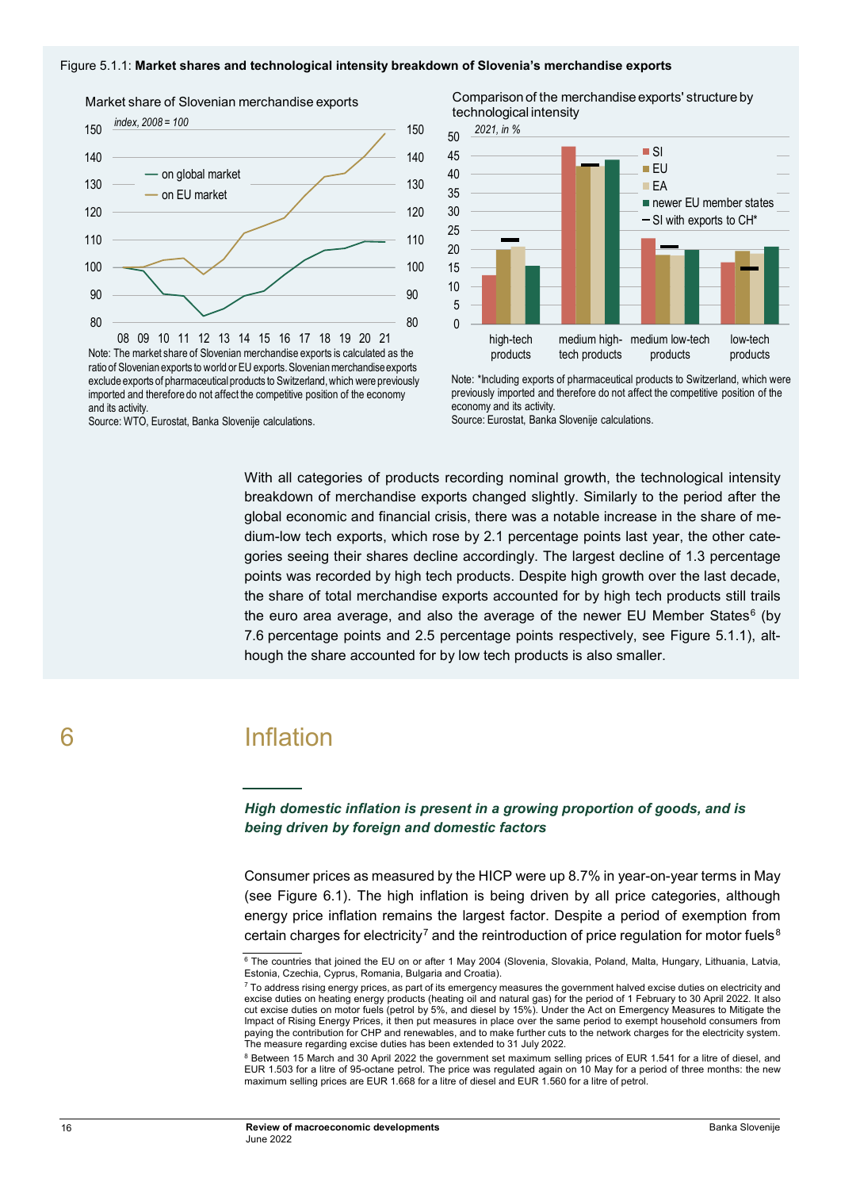Figure 5.1.1: **Market shares and technological intensity breakdown of Slovenia's merchandise exports**

Market share of Slovenian merchandise exports

*index, 2008 = 100*

Note: The market share of Slovenian merchandise exports is calculated as the ratio of Slovenian exports to world or EU exports. Slovenian merchandise exports exclude exports of pharmaceutical products to Switzerland, which were previously imported and therefore do not affect the competitive position of the economy and its activity.
Source: WTO, Eurostat, Banka Slovenije calculations.

Comparison of the merchandise exports' structure by technological intensity

*2021, in %*

Note: *Including exports of pharmaceutical products to Switzerland, which were previously imported and therefore do not affect the competitive position of the economy and its activity.
Source: Eurostat, Banka Slovenije calculations.

With all categories of products recording nominal growth, the technological intensity breakdown of merchandise exports changed slightly. Similarly to the period after the global economic and financial crisis, there was a notable increase in the share of medium-low tech exports, which rose by 2.1 percentage points last year, the other categories seeing their shares decline accordingly. The largest decline of 1.3 percentage points was recorded by high tech products. Despite high growth over the last decade, the share of total merchandise exports accounted for by high tech products still trails the euro area average, and also the average of the newer EU Member States[6] (by 7.6 percentage points and 2.5 percentage points respectively, see Figure 5.1.1), although the share accounted for by low tech products is also smaller.

# 6 Inflation

***High domestic inflation is present in a growing proportion of goods, and is being driven by foreign and domestic factors***

Consumer prices as measured by the HICP were up 8.7% in year-on-year terms in May (see Figure 6.1). The high inflation is being driven by all price categories, although energy price inflation remains the largest factor. Despite a period of exemption from certain charges for electricity[7] and the reintroduction of price regulation for motor fuels[8]

[6] The countries that joined the EU on or after 1 May 2004 (Slovenia, Slovakia, Poland, Malta, Hungary, Lithuania, Latvia, Estonia, Czechia, Cyprus, Romania, Bulgaria and Croatia).

[7] To address rising energy prices, as part of its emergency measures the government halved excise duties on electricity and excise duties on heating energy products (heating oil and natural gas) for the period of 1 February to 30 April 2022. It also cut excise duties on motor fuels (petrol by 5%, and diesel by 15%). Under the Act on Emergency Measures to Mitigate the Impact of Rising Energy Prices, it then put measures in place over the same period to exempt household consumers from paying the contribution for CHP and renewables, and to make further cuts to the network charges for the electricity system. The measure regarding excise duties has been extended to 31 July 2022.

[8] Between 15 March and 30 April 2022 the government set maximum selling prices of EUR 1.541 for a litre of diesel, and EUR 1.503 for a litre of 95-octane petrol. The price was regulated again on 10 May for a period of three months: the new maximum selling prices are EUR 1.668 for a litre of diesel and EUR 1.560 for a litre of petrol.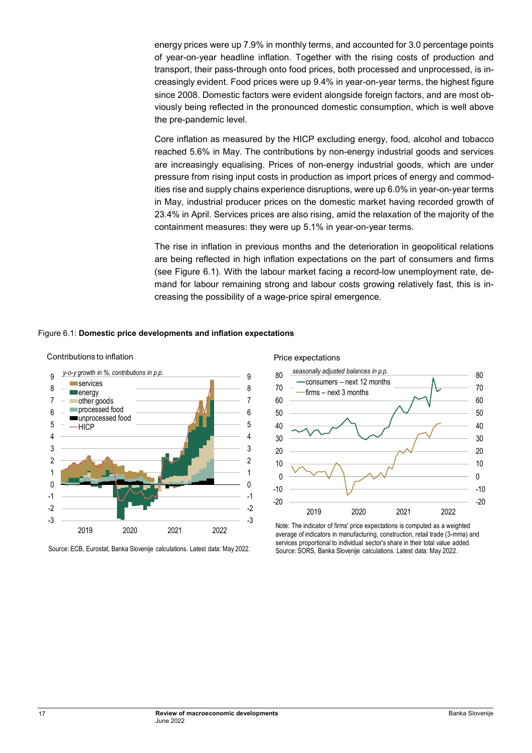energy prices were up 7.9% in monthly terms, and accounted for 3.0 percentage points of year-on-year headline inflation. Together with the rising costs of production and transport, their pass-through onto food prices, both processed and unprocessed, is increasingly evident. Food prices were up 9.4% in year-on-year terms, the highest figure since 2008. Domestic factors were evident alongside foreign factors, and are most obviously being reflected in the pronounced domestic consumption, which is well above the pre-pandemic level.

Core inflation as measured by the HICP excluding energy, food, alcohol and tobacco reached 5.6% in May. The contributions by non-energy industrial goods and services are increasingly equalising. Prices of non-energy industrial goods, which are under pressure from rising input costs in production as import prices of energy and commodities rise and supply chains experience disruptions, were up 6.0% in year-on-year terms in May, industrial producer prices on the domestic market having recorded growth of 23.4% in April. Services prices are also rising, amid the relaxation of the majority of the containment measures: they were up 5.1% in year-on-year terms.

The rise in inflation in previous months and the deterioration in geopolitical relations are being reflected in high inflation expectations on the part of consumers and firms (see Figure 6.1). With the labour market facing a record-low unemployment rate, demand for labour remaining strong and labour costs growing relatively fast, this is increasing the possibility of a wage-price spiral emergence.

Figure 6.1: **Domestic price developments and inflation expectations**

Contributions to inflation

Source: ECB, Eurostat, Banka Slovenije calculations. Latest data: May 2022.

Price expectations

Note: The indicator of firms' price expectations is computed as a weighted average of indicators in manufacturing, construction, retail trade (3-mma) and services proportional to individual sector's share in their total value added.
Source: SORS, Banka Slovenije calculations. Latest data: May 2022.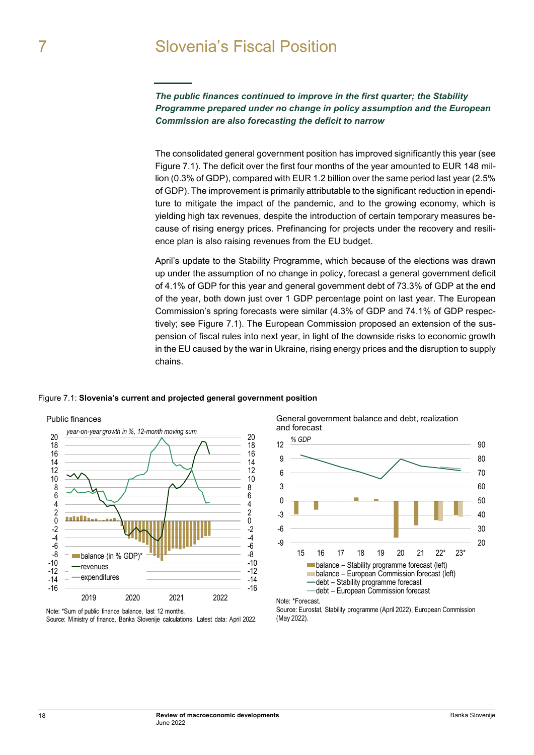# 7 Slovenia's Fiscal Position

***The public finances continued to improve in the first quarter; the Stability Programme prepared under no change in policy assumption and the European Commission are also forecasting the deficit to narrow***

The consolidated general government position has improved significantly this year (see Figure 7.1). The deficit over the first four months of the year amounted to EUR 148 million (0.3% of GDP), compared with EUR 1.2 billion over the same period last year (2.5% of GDP). The improvement is primarily attributable to the significant reduction in ependiture to mitigate the impact of the pandemic, and to the growing economy, which is yielding high tax revenues, despite the introduction of certain temporary measures because of rising energy prices. Prefinancing for projects under the recovery and resilience plan is also raising revenues from the EU budget.

April's update to the Stability Programme, which because of the elections was drawn up under the assumption of no change in policy, forecast a general government deficit of 4.1% of GDP for this year and general government debt of 73.3% of GDP at the end of the year, both down just over 1 GDP percentage point on last year. The European Commission's spring forecasts were similar (4.3% of GDP and 74.1% of GDP respectively; see Figure 7.1). The European Commission proposed an extension of the suspension of fiscal rules into next year, in light of the downside risks to economic growth in the EU caused by the war in Ukraine, rising energy prices and the disruption to supply chains.

Figure 7.1: **Slovenia's current and projected general government position**

Public finances

*year-on-year growth in %, 12-month moving sum*

Note: *Sum of public finance balance, last 12 months.
Source: Ministry of finance, Banka Slovenije calculations. Latest data: April 2022.

General government balance and debt, realization and forecast

*% GDP*

Note: *Forecast.
Source: Eurostat, Stability programme (April 2022), European Commission (May 2022).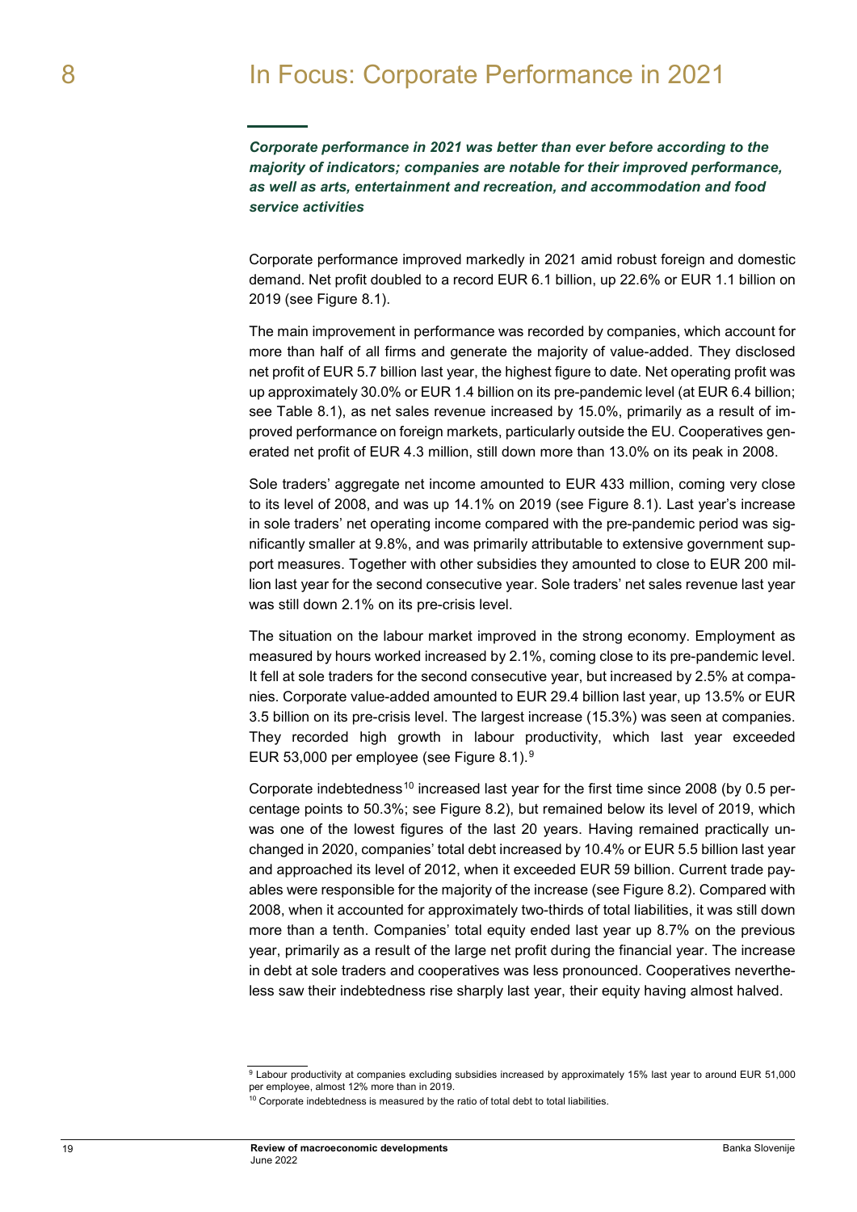# 8 In Focus: Corporate Performance in 2021

***Corporate performance in 2021 was better than ever before according to the majority of indicators; companies are notable for their improved performance, as well as arts, entertainment and recreation, and accommodation and food service activities***

Corporate performance improved markedly in 2021 amid robust foreign and domestic demand. Net profit doubled to a record EUR 6.1 billion, up 22.6% or EUR 1.1 billion on 2019 (see Figure 8.1).

The main improvement in performance was recorded by companies, which account for more than half of all firms and generate the majority of value-added. They disclosed net profit of EUR 5.7 billion last year, the highest figure to date. Net operating profit was up approximately 30.0% or EUR 1.4 billion on its pre-pandemic level (at EUR 6.4 billion; see Table 8.1), as net sales revenue increased by 15.0%, primarily as a result of improved performance on foreign markets, particularly outside the EU. Cooperatives generated net profit of EUR 4.3 million, still down more than 13.0% on its peak in 2008.

Sole traders' aggregate net income amounted to EUR 433 million, coming very close to its level of 2008, and was up 14.1% on 2019 (see Figure 8.1). Last year's increase in sole traders' net operating income compared with the pre-pandemic period was significantly smaller at 9.8%, and was primarily attributable to extensive government support measures. Together with other subsidies they amounted to close to EUR 200 million last year for the second consecutive year. Sole traders' net sales revenue last year was still down 2.1% on its pre-crisis level.

The situation on the labour market improved in the strong economy. Employment as measured by hours worked increased by 2.1%, coming close to its pre-pandemic level. It fell at sole traders for the second consecutive year, but increased by 2.5% at companies. Corporate value-added amounted to EUR 29.4 billion last year, up 13.5% or EUR 3.5 billion on its pre-crisis level. The largest increase (15.3%) was seen at companies. They recorded high growth in labour productivity, which last year exceeded EUR 53,000 per employee (see Figure 8.1).[9]

Corporate indebtedness[10] increased last year for the first time since 2008 (by 0.5 percentage points to 50.3%; see Figure 8.2), but remained below its level of 2019, which was one of the lowest figures of the last 20 years. Having remained practically unchanged in 2020, companies' total debt increased by 10.4% or EUR 5.5 billion last year and approached its level of 2012, when it exceeded EUR 59 billion. Current trade payables were responsible for the majority of the increase (see Figure 8.2). Compared with 2008, when it accounted for approximately two-thirds of total liabilities, it was still down more than a tenth. Companies' total equity ended last year up 8.7% on the previous year, primarily as a result of the large net profit during the financial year. The increase in debt at sole traders and cooperatives was less pronounced. Cooperatives nevertheless saw their indebtedness rise sharply last year, their equity having almost halved.

---

[9] Labour productivity at companies excluding subsidies increased by approximately 15% last year to around EUR 51,000 per employee, almost 12% more than in 2019.

[10] Corporate indebtedness is measured by the ratio of total debt to total liabilities.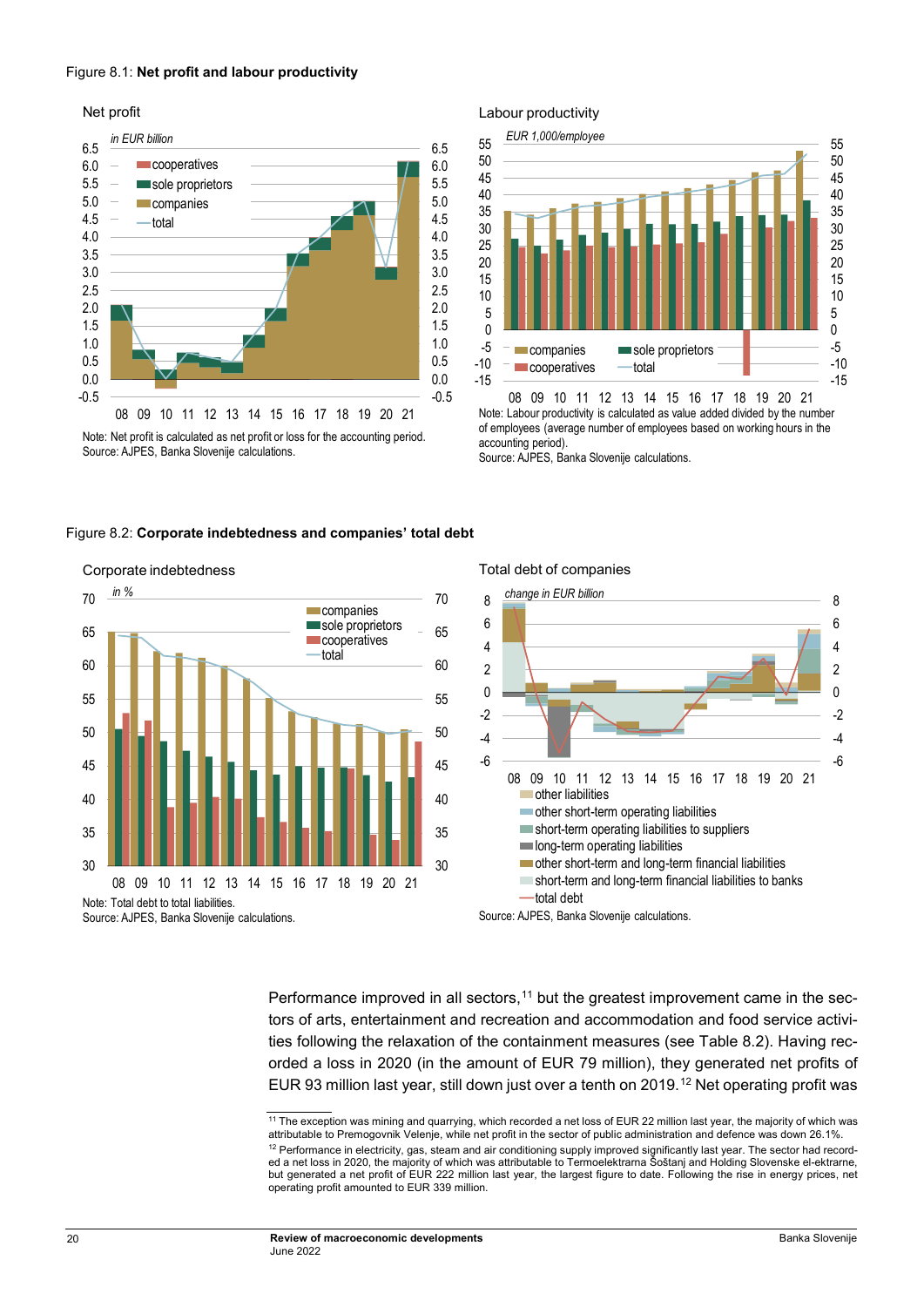Figure 8.1: **Net profit and labour productivity**

Net profit

*in EUR billion*

Note: Net profit is calculated as net profit or loss for the accounting period.
Source: AJPES, Banka Slovenije calculations.

Labour productivity

*EUR 1,000/employee*

Note: Labour productivity is calculated as value added divided by the number of employees (average number of employees based on working hours in the accounting period).
Source: AJPES, Banka Slovenije calculations.

Figure 8.2: **Corporate indebtedness and companies' total debt**

Corporate indebtedness

*in %*

Note: Total debt to total liabilities.
Source: AJPES, Banka Slovenije calculations.

Total debt of companies

*change in EUR billion*

Source: AJPES, Banka Slovenije calculations.

Performance improved in all sectors,[11] but the greatest improvement came in the sectors of arts, entertainment and recreation and accommodation and food service activities following the relaxation of the containment measures (see Table 8.2). Having recorded a loss in 2020 (in the amount of EUR 79 million), they generated net profits of EUR 93 million last year, still down just over a tenth on 2019.[12] Net operating profit was

[11] The exception was mining and quarrying, which recorded a net loss of EUR 22 million last year, the majority of which was attributable to Premogovnik Velenje, while net profit in the sector of public administration and defence was down 26.1%.

[12] Performance in electricity, gas, steam and air conditioning supply improved significantly last year. The sector had recorded a net loss in 2020, the majority of which was attributable to Termoelektrarna Šoštanj and Holding Slovenske el-ektrarne, but generated a net profit of EUR 222 million last year, the largest figure to date. Following the rise in energy prices, net operating profit amounted to EUR 339 million.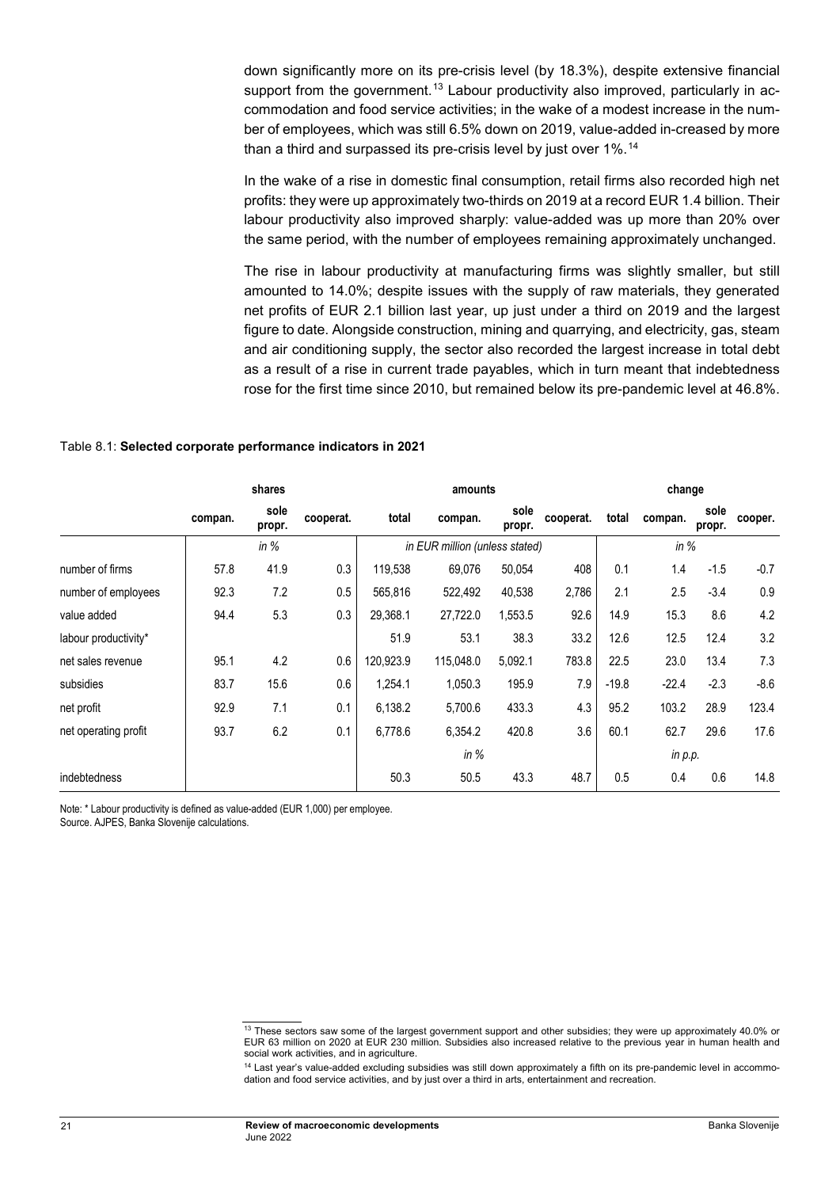down significantly more on its pre-crisis level (by 18.3%), despite extensive financial support from the government.[13] Labour productivity also improved, particularly in accommodation and food service activities; in the wake of a modest increase in the number of employees, which was still 6.5% down on 2019, value-added in-creased by more than a third and surpassed its pre-crisis level by just over 1%.[14]

In the wake of a rise in domestic final consumption, retail firms also recorded high net profits: they were up approximately two-thirds on 2019 at a record EUR 1.4 billion. Their labour productivity also improved sharply: value-added was up more than 20% over the same period, with the number of employees remaining approximately unchanged.

The rise in labour productivity at manufacturing firms was slightly smaller, but still amounted to 14.0%; despite issues with the supply of raw materials, they generated net profits of EUR 2.1 billion last year, up just under a third on 2019 and the largest figure to date. Alongside construction, mining and quarrying, and electricity, gas, steam and air conditioning supply, the sector also recorded the largest increase in total debt as a result of a rise in current trade payables, which in turn meant that indebtedness rose for the first time since 2010, but remained below its pre-pandemic level at 46.8%.

Table 8.1: **Selected corporate performance indicators in 2021**

| | shares | | | amounts | | | | change | | | |
|---|---|---|---|---|---|---|---|---|---|---|---|
| | compan. | sole propr. | cooperat. | total | compan. | sole propr. | cooperat. | total | compan. | sole propr. | cooper. |
| | *in %* | | | *in EUR million (unless stated)* | | | | *in %* | | | |
| number of firms | 57.8 | 41.9 | 0.3 | 119,538 | 69,076 | 50,054 | 408 | 0.1 | 1.4 | -1.5 | -0.7 |
| number of employees | 92.3 | 7.2 | 0.5 | 565,816 | 522,492 | 40,538 | 2,786 | 2.1 | 2.5 | -3.4 | 0.9 |
| value added | 94.4 | 5.3 | 0.3 | 29,368.1 | 27,722.0 | 1,553.5 | 92.6 | 14.9 | 15.3 | 8.6 | 4.2 |
| labour productivity* | | | | 51.9 | 53.1 | 38.3 | 33.2 | 12.6 | 12.5 | 12.4 | 3.2 |
| net sales revenue | 95.1 | 4.2 | 0.6 | 120,923.9 | 115,048.0 | 5,092.1 | 783.8 | 22.5 | 23.0 | 13.4 | 7.3 |
| subsidies | 83.7 | 15.6 | 0.6 | 1,254.1 | 1,050.3 | 195.9 | 7.9 | -19.8 | -22.4 | -2.3 | -8.6 |
| net profit | 92.9 | 7.1 | 0.1 | 6,138.2 | 5,700.6 | 433.3 | 4.3 | 95.2 | 103.2 | 28.9 | 123.4 |
| net operating profit | 93.7 | 6.2 | 0.1 | 6,778.6 | 6,354.2 | 420.8 | 3.6 | 60.1 | 62.7 | 29.6 | 17.6 |
| | | | | | *in %* | | | | *in p.p.* | | |
| indebtedness | | | | 50.3 | 50.5 | 43.3 | 48.7 | 0.5 | 0.4 | 0.6 | 14.8 |

Note: * Labour productivity is defined as value-added (EUR 1,000) per employee.
Source. AJPES, Banka Slovenije calculations.

[13] These sectors saw some of the largest government support and other subsidies; they were up approximately 40.0% or EUR 63 million on 2020 at EUR 230 million. Subsidies also increased relative to the previous year in human health and social work activities, and in agriculture.

[14] Last year's value-added excluding subsidies was still down approximately a fifth on its pre-pandemic level in accommodation and food service activities, and by just over a third in arts, entertainment and recreation.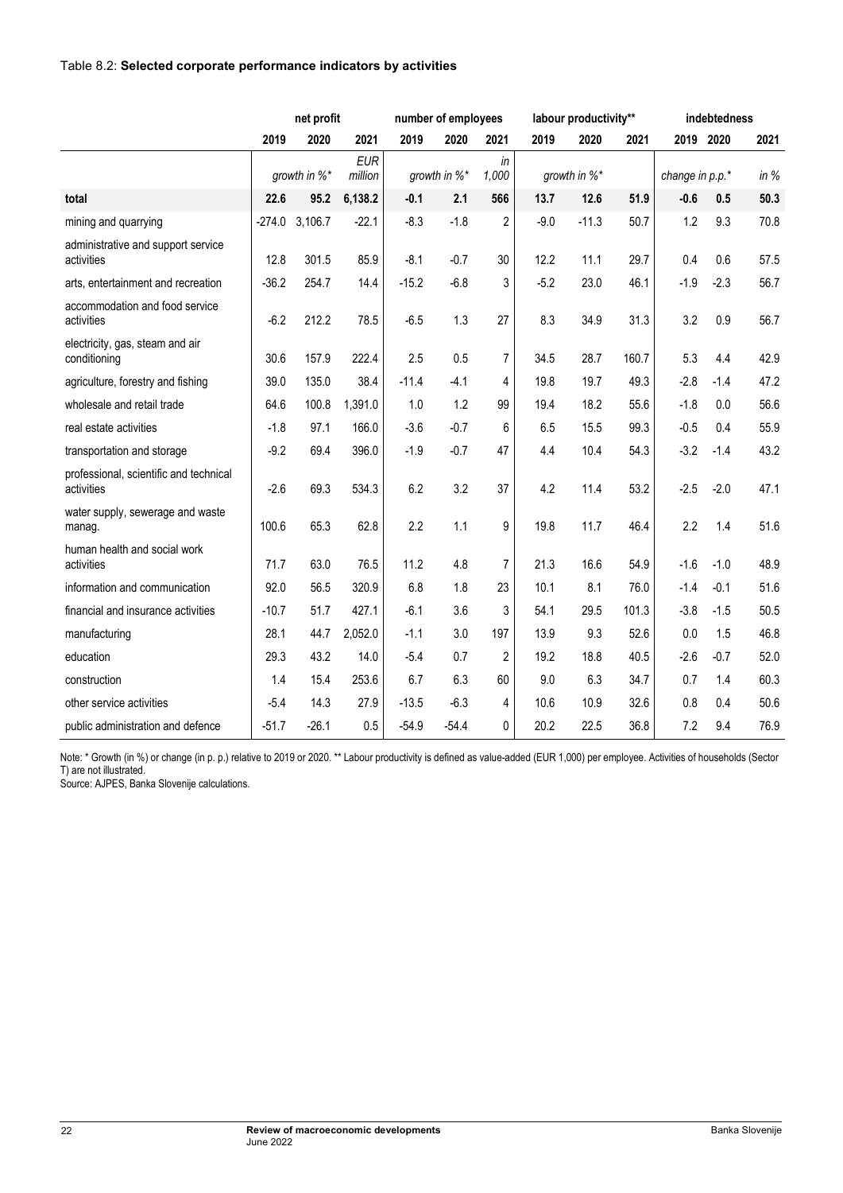Table 8.2: **Selected corporate performance indicators by activities**

| | net profit | | | number of employees | | | labour productivity** | | | indebtedness | | |
|---|---|---|---|---|---|---|---|---|---|---|---|---|
| | 2019 | 2020 | 2021 | 2019 | 2020 | 2021 | 2019 | 2020 | 2021 | 2019 | 2020 | 2021 |
| | *growth in %** | | *EUR million* | *growth in %** | | *in 1,000* | *growth in %** | | | *change in p.p.** | | *in %* |
| **total** | **22.6** | **95.2** | **6,138.2** | **-0.1** | **2.1** | **566** | **13.7** | **12.6** | **51.9** | **-0.6** | **0.5** | **50.3** |
| mining and quarrying | -274.0 | 3,106.7 | -22.1 | -8.3 | -1.8 | 2 | -9.0 | -11.3 | 50.7 | 1.2 | 9.3 | 70.8 |
| administrative and support service activities | 12.8 | 301.5 | 85.9 | -8.1 | -0.7 | 30 | 12.2 | 11.1 | 29.7 | 0.4 | 0.6 | 57.5 |
| arts, entertainment and recreation | -36.2 | 254.7 | 14.4 | -15.2 | -6.8 | 3 | -5.2 | 23.0 | 46.1 | -1.9 | -2.3 | 56.7 |
| accommodation and food service activities | -6.2 | 212.2 | 78.5 | -6.5 | 1.3 | 27 | 8.3 | 34.9 | 31.3 | 3.2 | 0.9 | 56.7 |
| electricity, gas, steam and air conditioning | 30.6 | 157.9 | 222.4 | 2.5 | 0.5 | 7 | 34.5 | 28.7 | 160.7 | 5.3 | 4.4 | 42.9 |
| agriculture, forestry and fishing | 39.0 | 135.0 | 38.4 | -11.4 | -4.1 | 4 | 19.8 | 19.7 | 49.3 | -2.8 | -1.4 | 47.2 |
| wholesale and retail trade | 64.6 | 100.8 | 1,391.0 | 1.0 | 1.2 | 99 | 19.4 | 18.2 | 55.6 | -1.8 | 0.0 | 56.6 |
| real estate activities | -1.8 | 97.1 | 166.0 | -3.6 | -0.7 | 6 | 6.5 | 15.5 | 99.3 | -0.5 | 0.4 | 55.9 |
| transportation and storage | -9.2 | 69.4 | 396.0 | -1.9 | -0.7 | 47 | 4.4 | 10.4 | 54.3 | -3.2 | -1.4 | 43.2 |
| professional, scientific and technical activities | -2.6 | 69.3 | 534.3 | 6.2 | 3.2 | 37 | 4.2 | 11.4 | 53.2 | -2.5 | -2.0 | 47.1 |
| water supply, sewerage and waste manag. | 100.6 | 65.3 | 62.8 | 2.2 | 1.1 | 9 | 19.8 | 11.7 | 46.4 | 2.2 | 1.4 | 51.6 |
| human health and social work activities | 71.7 | 63.0 | 76.5 | 11.2 | 4.8 | 7 | 21.3 | 16.6 | 54.9 | -1.6 | -1.0 | 48.9 |
| information and communication | 92.0 | 56.5 | 320.9 | 6.8 | 1.8 | 23 | 10.1 | 8.1 | 76.0 | -1.4 | -0.1 | 51.6 |
| financial and insurance activities | -10.7 | 51.7 | 427.1 | -6.1 | 3.6 | 3 | 54.1 | 29.5 | 101.3 | -3.8 | -1.5 | 50.5 |
| manufacturing | 28.1 | 44.7 | 2,052.0 | -1.1 | 3.0 | 197 | 13.9 | 9.3 | 52.6 | 0.0 | 1.5 | 46.8 |
| education | 29.3 | 43.2 | 14.0 | -5.4 | 0.7 | 2 | 19.2 | 18.8 | 40.5 | -2.6 | -0.7 | 52.0 |
| construction | 1.4 | 15.4 | 253.6 | 6.7 | 6.3 | 60 | 9.0 | 6.3 | 34.7 | 0.7 | 1.4 | 60.3 |
| other service activities | -5.4 | 14.3 | 27.9 | -13.5 | -6.3 | 4 | 10.6 | 10.9 | 32.6 | 0.8 | 0.4 | 50.6 |
| public administration and defence | -51.7 | -26.1 | 0.5 | -54.9 | -54.4 | 0 | 20.2 | 22.5 | 36.8 | 7.2 | 9.4 | 76.9 |

Note: * Growth (in %) or change (in p. p.) relative to 2019 or 2020. ** Labour productivity is defined as value-added (EUR 1,000) per employee. Activities of households (Sector T) are not illustrated.
Source: AJPES, Banka Slovenije calculations.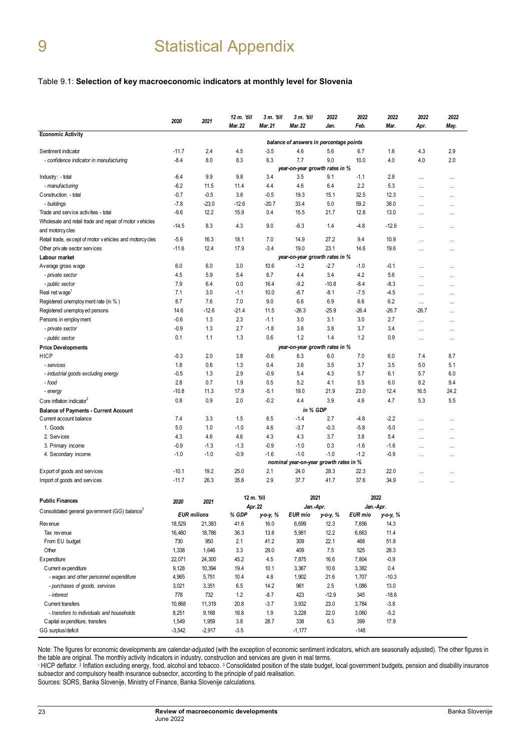# 9 Statistical Appendix

Table 9.1: **Selection of key macroeconomic indicators at monthly level for Slovenia**

| | 2020 | 2021 | 12 m. 'till Mar.22 | 3 m. 'till Mar.21 | 3 m. 'till Mar.22 | 2022 Jan. | 2022 Feb. | 2022 Mar. | 2022 Apr. | 2022 May. |
|---|---|---|---|---|---|---|---|---|---|---|
| **Economic Activity** | | | | | | | | | | |
| | | | | | balance of answers in percentage points | | | | | |
| Sentiment indicator | -11.7 | 2.4 | 4.5 | -3.5 | 4.6 | 5.6 | 6.7 | 1.6 | 4.3 | 2.9 |
| *- confidence indicator in manufacturing* | -8.4 | 8.0 | 8.3 | 6.3 | 7.7 | 9.0 | 10.0 | 4.0 | 4.0 | 2.0 |
| | | | | | year-on-year growth rates in % | | | | | |
| Industry: - total | -6.4 | 9.9 | 9.8 | 3.4 | 3.5 | 9.1 | -1.1 | 2.8 | ... | ... |
| *- manufacturing* | -6.2 | 11.5 | 11.4 | 4.4 | 4.6 | 6.4 | 2.2 | 5.3 | ... | ... |
| Construction: - total | -0.7 | -0.5 | 3.6 | -0.5 | 19.3 | 15.1 | 32.5 | 12.3 | ... | ... |
| *- buildings* | -7.8 | -23.0 | -12.6 | -20.7 | 33.4 | 5.0 | 59.2 | 38.0 | ... | ... |
| Trade and service activities - total | -9.6 | 12.2 | 15.9 | 0.4 | 15.5 | 21.7 | 12.8 | 13.0 | ... | ... |
| Wholesale and retail trade and repair of motor vehicles and motorcycles | -14.5 | 8.3 | 4.3 | 9.0 | -6.3 | 1.4 | -4.8 | -12.6 | ... | ... |
| Retail trade, except of motor vehicles and motorcycles | -5.9 | 16.3 | 18.1 | 7.0 | 14.9 | 27.2 | 9.4 | 10.9 | ... | ... |
| Other private sector services | -11.6 | 12.4 | 17.9 | -3.4 | 19.0 | 23.1 | 14.6 | 19.6 | ... | ... |
| **Labour market** | | | | | year-on-year growth rates in % | | | | | |
| Average gross wage | 6.0 | 6.0 | 3.0 | 10.6 | -1.2 | -2.7 | -1.0 | -0.1 | ... | ... |
| *- private sector* | 4.5 | 5.9 | 5.4 | 6.7 | 4.4 | 3.4 | 4.2 | 5.6 | ... | ... |
| *- public sector* | 7.9 | 6.4 | 0.0 | 16.4 | -9.2 | -10.8 | -8.4 | -8.3 | ... | ... |
| Real net wage[1] | 7.1 | 3.0 | -1.1 | 10.0 | -6.7 | -8.1 | -7.5 | -4.5 | ... | ... |
| Registered unemployment rate (in %) | 8.7 | 7.6 | 7.0 | 9.0 | 6.6 | 6.9 | 6.6 | 6.2 | ... | ... |
| Registered unemployed persons | 14.6 | -12.6 | -21.4 | 11.5 | -26.3 | -25.9 | -26.4 | -26.7 | -26.7 | ... |
| Persons in employment | -0.6 | 1.3 | 2.3 | -1.1 | 3.0 | 3.1 | 3.0 | 2.7 | ... | ... |
| *- private sector* | -0.9 | 1.3 | 2.7 | -1.8 | 3.6 | 3.8 | 3.7 | 3.4 | ... | ... |
| *- public sector* | 0.1 | 1.1 | 1.3 | 0.6 | 1.2 | 1.4 | 1.2 | 0.9 | ... | ... |
| **Price Developments** | | | | | year-on-year growth rates in % | | | | | |
| HICP | -0.3 | 2.0 | 3.8 | -0.6 | 6.3 | 6.0 | 7.0 | 6.0 | 7.4 | 8.7 |
| *- services* | 1.8 | 0.6 | 1.3 | 0.4 | 3.6 | 3.5 | 3.7 | 3.5 | 5.0 | 5.1 |
| *- industrial goods excluding energy* | -0.5 | 1.3 | 2.9 | -0.9 | 5.4 | 4.3 | 5.7 | 6.1 | 5.7 | 6.0 |
| *- food* | 2.8 | 0.7 | 1.9 | 0.5 | 5.2 | 4.1 | 5.5 | 6.0 | 8.2 | 9.4 |
| *- energy* | -10.8 | 11.3 | 17.9 | -5.1 | 19.0 | 21.9 | 23.0 | 12.4 | 16.5 | 24.2 |
| Core inflation indicator[2] | 0.8 | 0.9 | 2.0 | -0.2 | 4.4 | 3.9 | 4.6 | 4.7 | 5.3 | 5.5 |
| **Balance of Payments - Current Account** | | | | | in % GDP | | | | | |
| Current account balance | 7.4 | 3.3 | 1.5 | 6.5 | -1.4 | 2.7 | -4.8 | -2.2 | ... | ... |
| 1. Goods | 5.0 | 1.0 | -1.0 | 4.6 | -3.7 | -0.3 | -5.8 | -5.0 | ... | ... |
| 2. Services | 4.3 | 4.6 | 4.6 | 4.3 | 4.3 | 3.7 | 3.8 | 5.4 | ... | ... |
| 3. Primary income | -0.9 | -1.3 | -1.3 | -0.9 | -1.0 | 0.3 | -1.6 | -1.6 | ... | ... |
| 4. Secondary income | -1.0 | -1.0 | -0.9 | -1.6 | -1.0 | -1.0 | -1.2 | -0.9 | ... | ... |
| | | | | | nominal year-on-year growth rates in % | | | | | |
| Export of goods and services | -10.1 | 19.2 | 25.0 | 2.1 | 24.0 | 28.3 | 22.3 | 22.0 | ... | ... |
| Import of goods and services | -11.7 | 26.3 | 35.6 | 2.9 | 37.7 | 41.7 | 37.6 | 34.9 | ... | ... |

| **Public Finances** | 2020 | 2021 | 12 m. 'till Apr.22 | | 2021 Jan.-Apr. | | 2022 Jan.-Apr. | |
|---|---|---|---|---|---|---|---|---|
| Consolidated general government (GG) balance[3] | EUR milions | | % GDP | y-o-y, % | EUR mio | y-o-y, % | EUR mio | y-o-y, % |
| Revenue | 18,529 | 21,383 | 41.6 | 16.0 | 6,699 | 12.3 | 7,656 | 14.3 |
| Tax revenue | 16,460 | 18,786 | 36.3 | 13.8 | 5,981 | 12.2 | 6,663 | 11.4 |
| From EU budget | 730 | 950 | 2.1 | 41.2 | 309 | 22.1 | 468 | 51.8 |
| Other | 1,338 | 1,646 | 3.3 | 29.0 | 409 | 7.5 | 525 | 28.3 |
| Expenditure | 22,071 | 24,300 | 45.2 | 4.5 | 7,875 | 16.6 | 7,804 | -0.9 |
| Current expenditure | 9,128 | 10,394 | 19.4 | 10.1 | 3,367 | 10.6 | 3,382 | 0.4 |
| *- wages and other personnel expenditure* | 4,965 | 5,751 | 10.4 | 4.8 | 1,902 | 21.6 | 1,707 | -10.3 |
| *- purchases of goods, services* | 3,021 | 3,351 | 6.5 | 14.2 | 961 | 2.5 | 1,086 | 13.0 |
| *- interest* | 778 | 732 | 1.2 | -8.7 | 423 | -12.9 | 345 | -18.6 |
| Current transfers | 10,868 | 11,319 | 20.8 | -3.7 | 3,932 | 23.0 | 3,784 | -3.8 |
| *- transfers to individuals and households* | 8,251 | 9,168 | 16.8 | 1.9 | 3,228 | 22.0 | 3,060 | -5.2 |
| Capital expenditure, transfers | 1,549 | 1,959 | 3.8 | 28.7 | 338 | 6.3 | 399 | 17.9 |
| GG surplus/deficit | -3,542 | -2,917 | -3.5 | | -1,177 | | -148 | |

Note: The figures for economic developments are calendar-adjusted (with the exception of economic sentiment indicators, which are seasonally adjusted). The other figures in the table are original. The monthly activity indicators in industry, construction and services are given in real terms.
[1] HICP deflator. [2] Inflation excluding energy, food, alcohol and tobacco. [3] Consolidated position of the state budget, local government budgets, pension and disability insurance subsector and compulsory health insurance subsector, according to the principle of paid realisation.
Sources: SORS, Banka Slovenije, Ministry of Finance, Banka Slovenije calculations.